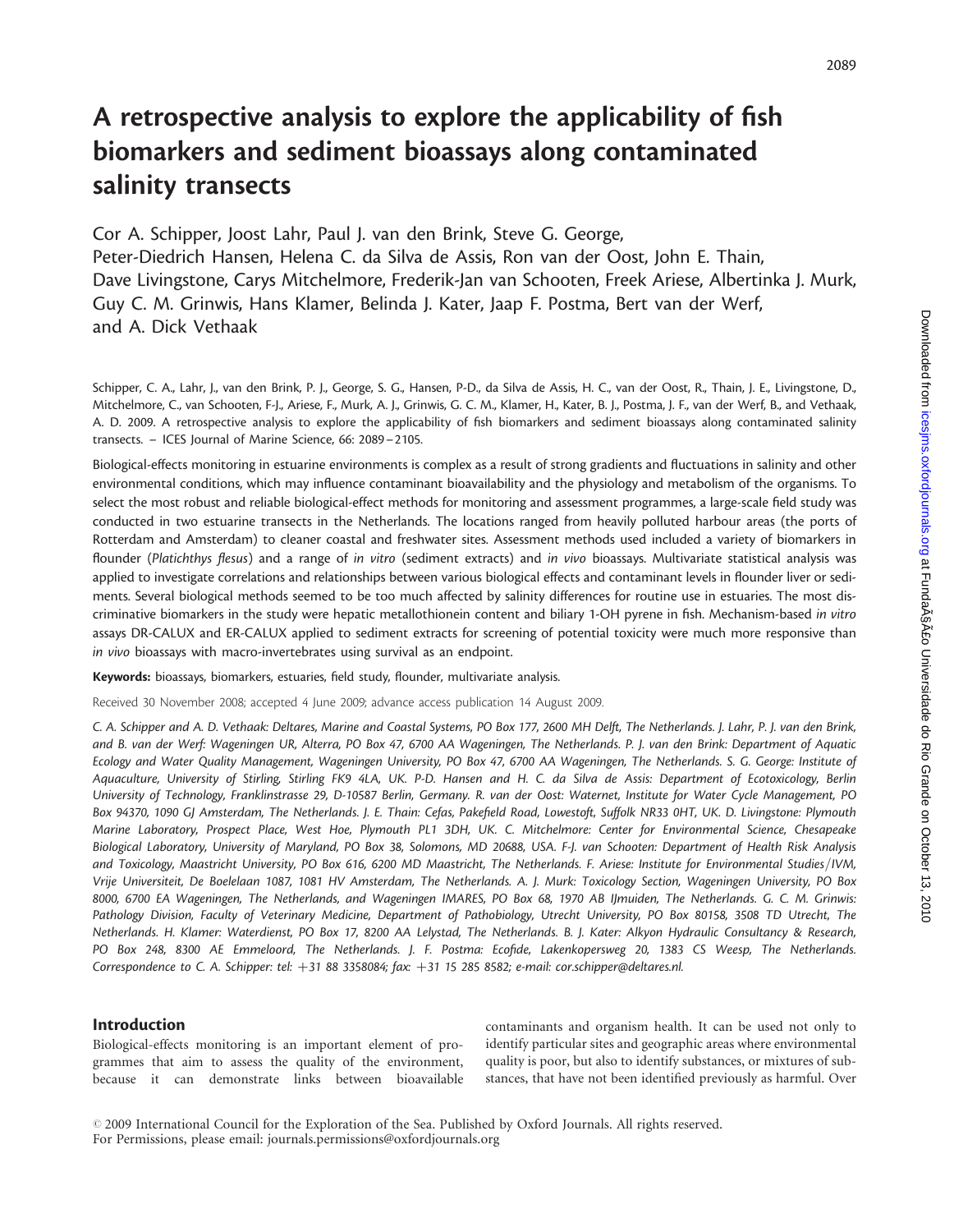# A retrospective analysis to explore the applicability of fish biomarkers and sediment bioassays along contaminated salinity transects

Cor A. Schipper, Joost Lahr, Paul J. van den Brink, Steve G. George, Peter-Diedrich Hansen, Helena C. da Silva de Assis, Ron van der Oost, John E. Thain, Dave Livingstone, Carys Mitchelmore, Frederik-Jan van Schooten, Freek Ariese, Albertinka J. Murk, Guy C. M. Grinwis, Hans Klamer, Belinda J. Kater, Jaap F. Postma, Bert van der Werf, and A. Dick Vethaak

Schipper, C. A., Lahr, J., van den Brink, P. J., George, S. G., Hansen, P-D., da Silva de Assis, H. C., van der Oost, R., Thain, J. E., Livingstone, D., Mitchelmore, C., van Schooten, F-J., Ariese, F., Murk, A. J., Grinwis, G. C. M., Klamer, H., Kater, B. J., Postma, J. F., van der Werf, B., and Vethaak, A. D. 2009. A retrospective analysis to explore the applicability of fish biomarkers and sediment bioassays along contaminated salinity transects. – ICES Journal of Marine Science, 66: 2089–2105.

Biological-effects monitoring in estuarine environments is complex as a result of strong gradients and fluctuations in salinity and other environmental conditions, which may influence contaminant bioavailability and the physiology and metabolism of the organisms. To select the most robust and reliable biological-effect methods for monitoring and assessment programmes, a large-scale field study was conducted in two estuarine transects in the Netherlands. The locations ranged from heavily polluted harbour areas (the ports of Rotterdam and Amsterdam) to cleaner coastal and freshwater sites. Assessment methods used included a variety of biomarkers in flounder (*Platichthys flesus*) and a range of *in vitro* (sediment extracts) and *in vivo* bioassays. Multivariate statistical analysis was applied to investigate correlations and relationships between various biological effects and contaminant levels in flounder liver or sediments. Several biological methods seemed to be too much affected by salinity differences for routine use in estuaries. The most discriminative biomarkers in the study were hepatic metallothionein content and biliary 1-OH pyrene in fish. Mechanism-based *in vitro* assays DR-CALUX and ER-CALUX applied to sediment extracts for screening of potential toxicity were much more responsive than *in vivo* bioassays with macro-invertebrates using survival as an endpoint.

**Keywords:** bioassays, biomarkers, estuaries, field study, flounder, multivariate analysis.

Received 30 November 2008; accepted 4 June 2009; advance access publication 14 August 2009.

*C. A. Schipper and A. D. Vethaak: Deltares, Marine and Coastal Systems, PO Box 177, 2600 MH Delft, The Netherlands. J. Lahr, P. J. van den Brink, and B. van der Werf: Wageningen UR, Alterra, PO Box 47, 6700 AA Wageningen, The Netherlands. P. J. van den Brink: Department of Aquatic Ecology and Water Quality Management, Wageningen University, PO Box 47, 6700 AA Wageningen, The Netherlands. S. G. George: Institute of Aquaculture, University of Stirling, Stirling FK9 4LA, UK. P-D. Hansen and H. C. da Silva de Assis: Department of Ecotoxicology, Berlin University of Technology, Franklinstrasse 29, D-10587 Berlin, Germany. R. van der Oost: Waternet, Institute for Water Cycle Management, PO Box 94370, 1090 GJ Amsterdam, The Netherlands. J. E. Thain: Cefas, Pakefield Road, Lowestoft, Suffolk NR33 0HT, UK. D. Livingstone: Plymouth Marine Laboratory, Prospect Place, West Hoe, Plymouth PL1 3DH, UK. C. Mitchelmore: Center for Environmental Science, Chesapeake Biological Laboratory, University of Maryland, PO Box 38, Solomons, MD 20688, USA. F-J. van Schooten: Department of Health Risk Analysis and Toxicology, Maastricht University, PO Box 616, 6200 MD Maastricht, The Netherlands. F. Ariese: Institute for Environmental Studies/IVM, Vrije Universiteit, De Boelelaan 1087, 1081 HV Amsterdam, The Netherlands. A. J. Murk: Toxicology Section, Wageningen University, PO Box 8000, 6700 EA Wageningen, The Netherlands, and Wageningen IMARES, PO Box 68, 1970 AB IJmuiden, The Netherlands. G. C. M. Grinwis: Pathology Division, Faculty of Veterinary Medicine, Department of Pathobiology, Utrecht University, PO Box 80158, 3508 TD Utrecht, The Netherlands. H. Klamer: Waterdienst, PO Box 17, 8200 AA Lelystad, The Netherlands. B. J. Kater: Alkyon Hydraulic Consultancy & Research, PO Box 248, 8300 AE Emmeloord, The Netherlands. J. F. Postma: Ecofide, Lakenkopersweg 20, 1383 CS Weesp, The Netherlands. Correspondence to C. A. Schipper: tel: +31 88 3358084; fax: +31 15 285 8582; e-mail: cor.schipper@deltares.nl.*

## Introduction

Biological-effects monitoring is an important element of programmes that aim to assess the quality of the environment, because it can demonstrate links between bioavailable contaminants and organism health. It can be used not only to identify particular sites and geographic areas where environmental quality is poor, but also to identify substances, or mixtures of substances, that have not been identified previously as harmful. Over

© 2009 International Council for the Exploration of the Sea. Published by Oxford Journals. All rights reserved.
For Permissions, please email: journals.permissions@oxfordjournals.org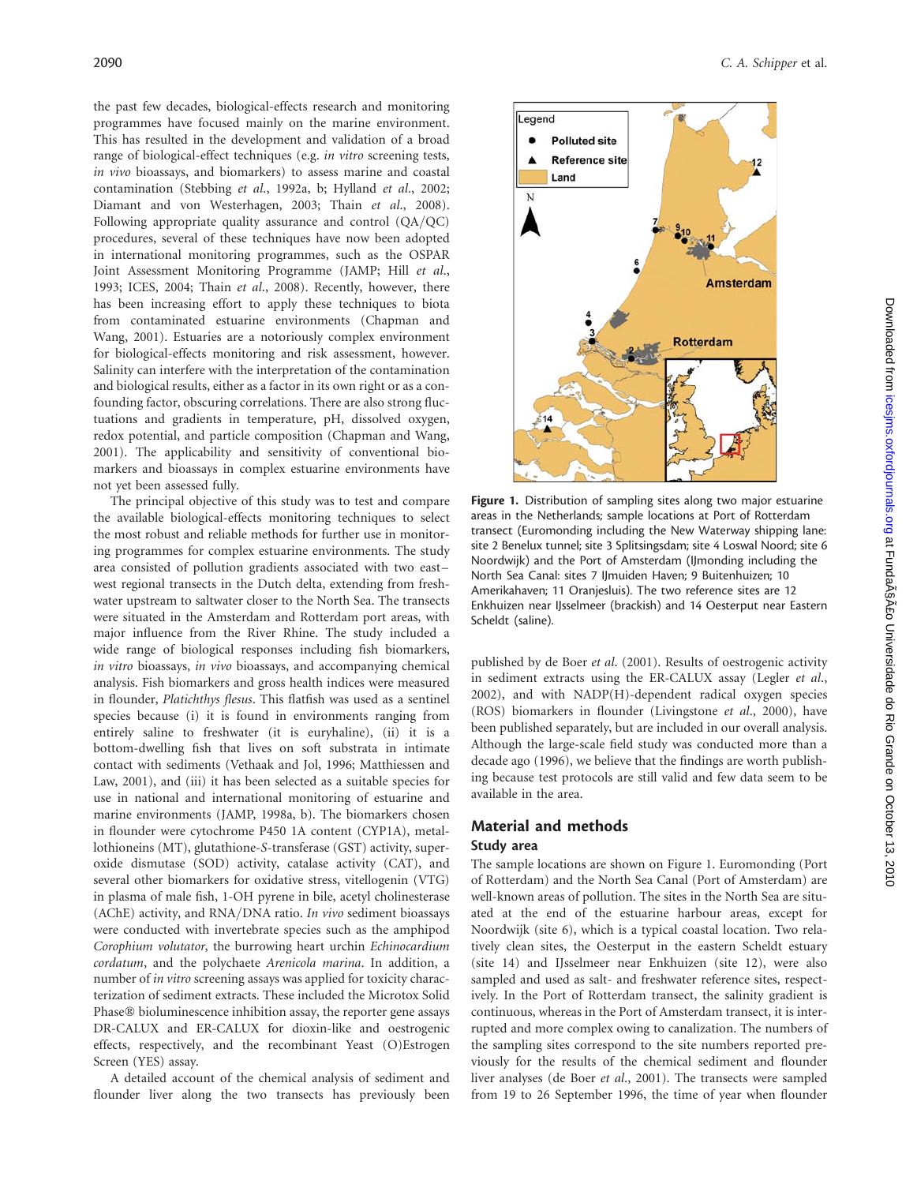the past few decades, biological-effects research and monitoring programmes have focused mainly on the marine environment. This has resulted in the development and validation of a broad range of biological-effect techniques (e.g. *in vitro* screening tests, *in vivo* bioassays, and biomarkers) to assess marine and coastal contamination (Stebbing *et al.*, 1992a, b; Hylland *et al.*, 2002; Diamant and von Westerhagen, 2003; Thain *et al.*, 2008). Following appropriate quality assurance and control (QA/QC) procedures, several of these techniques have now been adopted in international monitoring programmes, such as the OSPAR Joint Assessment Monitoring Programme (JAMP; Hill *et al.*, 1993; ICES, 2004; Thain *et al.*, 2008). Recently, however, there has been increasing effort to apply these techniques to biota from contaminated estuarine environments (Chapman and Wang, 2001). Estuaries are a notoriously complex environment for biological-effects monitoring and risk assessment, however. Salinity can interfere with the interpretation of the contamination and biological results, either as a factor in its own right or as a confounding factor, obscuring correlations. There are also strong fluctuations and gradients in temperature, pH, dissolved oxygen, redox potential, and particle composition (Chapman and Wang, 2001). The applicability and sensitivity of conventional biomarkers and bioassays in complex estuarine environments have not yet been assessed fully.

The principal objective of this study was to test and compare the available biological-effects monitoring techniques to select the most robust and reliable methods for further use in monitoring programmes for complex estuarine environments. The study area consisted of pollution gradients associated with two east–west regional transects in the Dutch delta, extending from freshwater upstream to saltwater closer to the North Sea. The transects were situated in the Amsterdam and Rotterdam port areas, with major influence from the River Rhine. The study included a wide range of biological responses including fish biomarkers, *in vitro* bioassays, *in vivo* bioassays, and accompanying chemical analysis. Fish biomarkers and gross health indices were measured in flounder, *Platichthys flesus*. This flatfish was used as a sentinel species because (i) it is found in environments ranging from entirely saline to freshwater (it is euryhaline), (ii) it is a bottom-dwelling fish that lives on soft substrata in intimate contact with sediments (Vethaak and Jol, 1996; Matthiessen and Law, 2001), and (iii) it has been selected as a suitable species for use in national and international monitoring of estuarine and marine environments (JAMP, 1998a, b). The biomarkers chosen in flounder were cytochrome P450 1A content (CYP1A), metallothioneins (MT), glutathione-*S*-transferase (GST) activity, superoxide dismutase (SOD) activity, catalase activity (CAT), and several other biomarkers for oxidative stress, vitellogenin (VTG) in plasma of male fish, 1-OH pyrene in bile, acetyl cholinesterase (AChE) activity, and RNA/DNA ratio. *In vivo* sediment bioassays were conducted with invertebrate species such as the amphipod *Corophium volutator*, the burrowing heart urchin *Echinocardium cordatum*, and the polychaete *Arenicola marina*. In addition, a number of *in vitro* screening assays was applied for toxicity characterization of sediment extracts. These included the Microtox Solid Phase® bioluminescence inhibition assay, the reporter gene assays DR-CALUX and ER-CALUX for dioxin-like and oestrogenic effects, respectively, and the recombinant Yeast (O)Estrogen Screen (YES) assay.

A detailed account of the chemical analysis of sediment and flounder liver along the two transects has previously been published by de Boer *et al.* (2001). Results of oestrogenic activity in sediment extracts using the ER-CALUX assay (Legler *et al.*, 2002), and with NADP(H)-dependent radical oxygen species (ROS) biomarkers in flounder (Livingstone *et al.*, 2000), have been published separately, but are included in our overall analysis. Although the large-scale field study was conducted more than a decade ago (1996), we believe that the findings are worth publishing because test protocols are still valid and few data seem to be available in the area.

**Figure 1.** Distribution of sampling sites along two major estuarine areas in the Netherlands; sample locations at Port of Rotterdam transect (Euromonding including the New Waterway shipping lane: site 2 Benelux tunnel; site 3 Splitsingsdam; site 4 Loswal Noord; site 6 Noordwijk) and the Port of Amsterdam (IJmonding including the North Sea Canal: sites 7 IJmuiden Haven; 9 Buitenhuizen; 10 Amerikahaven; 11 Oranjesluis). The two reference sites are 12 Enkhuizen near IJsselmeer (brackish) and 14 Oesterput near Eastern Scheldt (saline).

## Material and methods

### Study area

The sample locations are shown on Figure 1. Euromonding (Port of Rotterdam) and the North Sea Canal (Port of Amsterdam) are well-known areas of pollution. The sites in the North Sea are situated at the end of the estuarine harbour areas, except for Noordwijk (site 6), which is a typical coastal location. Two relatively clean sites, the Oesterput in the eastern Scheldt estuary (site 14) and IJsselmeer near Enkhuizen (site 12), were also sampled and used as salt- and freshwater reference sites, respectively. In the Port of Rotterdam transect, the salinity gradient is continuous, whereas in the Port of Amsterdam transect, it is interrupted and more complex owing to canalization. The numbers of the sampling sites correspond to the site numbers reported previously for the results of the chemical sediment and flounder liver analyses (de Boer *et al.*, 2001). The transects were sampled from 19 to 26 September 1996, the time of year when flounder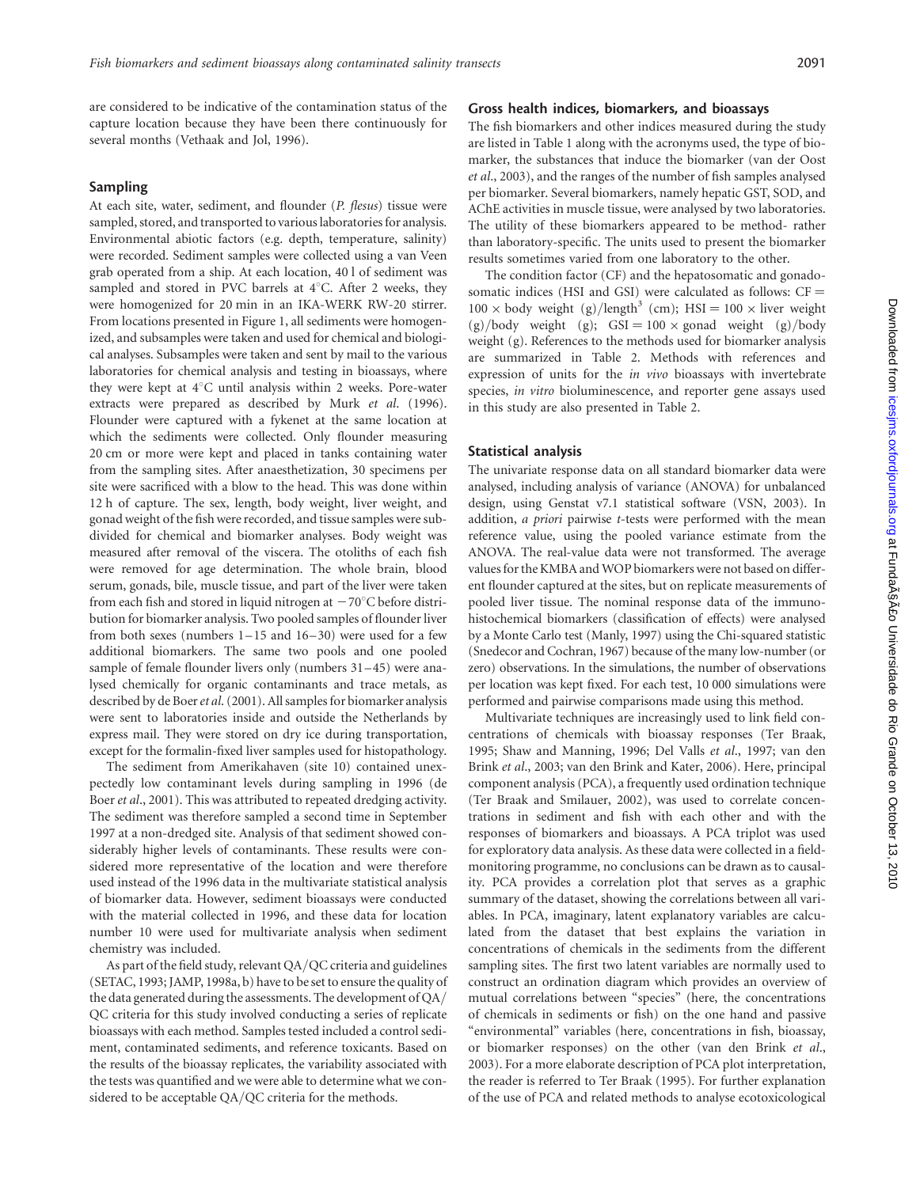are considered to be indicative of the contamination status of the capture location because they have been there continuously for several months (Vethaak and Jol, 1996).

## Sampling

At each site, water, sediment, and flounder (*P. flesus*) tissue were sampled, stored, and transported to various laboratories for analysis. Environmental abiotic factors (e.g. depth, temperature, salinity) were recorded. Sediment samples were collected using a van Veen grab operated from a ship. At each location, 40 l of sediment was sampled and stored in PVC barrels at 4°C. After 2 weeks, they were homogenized for 20 min in an IKA-WERK RW-20 stirrer. From locations presented in Figure 1, all sediments were homogenized, and subsamples were taken and used for chemical and biological analyses. Subsamples were taken and sent by mail to the various laboratories for chemical analysis and testing in bioassays, where they were kept at 4°C until analysis within 2 weeks. Pore-water extracts were prepared as described by Murk *et al.* (1996). Flounder were captured with a fykenet at the same location at which the sediments were collected. Only flounder measuring 20 cm or more were kept and placed in tanks containing water from the sampling sites. After anaesthetization, 30 specimens per site were sacrificed with a blow to the head. This was done within 12 h of capture. The sex, length, body weight, liver weight, and gonad weight of the fish were recorded, and tissue samples were subdivided for chemical and biomarker analyses. Body weight was measured after removal of the viscera. The otoliths of each fish were removed for age determination. The whole brain, blood serum, gonads, bile, muscle tissue, and part of the liver were taken from each fish and stored in liquid nitrogen at −70°C before distribution for biomarker analysis. Two pooled samples of flounder liver from both sexes (numbers 1–15 and 16–30) were used for a few additional biomarkers. The same two pools and one pooled sample of female flounder livers only (numbers 31–45) were analysed chemically for organic contaminants and trace metals, as described by de Boer *et al.* (2001). All samples for biomarker analysis were sent to laboratories inside and outside the Netherlands by express mail. They were stored on dry ice during transportation, except for the formalin-fixed liver samples used for histopathology.

The sediment from Amerikahaven (site 10) contained unexpectedly low contaminant levels during sampling in 1996 (de Boer *et al.*, 2001). This was attributed to repeated dredging activity. The sediment was therefore sampled a second time in September 1997 at a non-dredged site. Analysis of that sediment showed considerably higher levels of contaminants. These results were considered more representative of the location and were therefore used instead of the 1996 data in the multivariate statistical analysis of biomarker data. However, sediment bioassays were conducted with the material collected in 1996, and these data for location number 10 were used for multivariate analysis when sediment chemistry was included.

As part of the field study, relevant QA/QC criteria and guidelines (SETAC, 1993; JAMP, 1998a, b) have to be set to ensure the quality of the data generated during the assessments. The development of QA/QC criteria for this study involved conducting a series of replicate bioassays with each method. Samples tested included a control sediment, contaminated sediments, and reference toxicants. Based on the results of the bioassay replicates, the variability associated with the tests was quantified and we were able to determine what we considered to be acceptable QA/QC criteria for the methods.

## Gross health indices, biomarkers, and bioassays

The fish biomarkers and other indices measured during the study are listed in Table 1 along with the acronyms used, the type of biomarker, the substances that induce the biomarker (van der Oost *et al.*, 2003), and the ranges of the number of fish samples analysed per biomarker. Several biomarkers, namely hepatic GST, SOD, and AChE activities in muscle tissue, were analysed by two laboratories. The utility of these biomarkers appeared to be method- rather than laboratory-specific. The units used to present the biomarker results sometimes varied from one laboratory to the other.

The condition factor (CF) and the hepatosomatic and gonadosomatic indices (HSI and GSI) were calculated as follows: $\text{CF} = 100 \times \text{body weight (g)}/\text{length}^3\ \text{(cm)}$; $\text{HSI} = 100 \times \text{liver weight (g)}/\text{body weight (g)}$; $\text{GSI} = 100 \times \text{gonad weight (g)}/\text{body weight (g)}$. References to the methods used for biomarker analysis are summarized in Table 2. Methods with references and expression of units for the *in vivo* bioassays with invertebrate species, *in vitro* bioluminescence, and reporter gene assays used in this study are also presented in Table 2.

## Statistical analysis

The univariate response data on all standard biomarker data were analysed, including analysis of variance (ANOVA) for unbalanced design, using Genstat v7.1 statistical software (VSN, 2003). In addition, *a priori* pairwise *t*-tests were performed with the mean reference value, using the pooled variance estimate from the ANOVA. The real-value data were not transformed. The average values for the KMBA and WOP biomarkers were not based on different flounder captured at the sites, but on replicate measurements of pooled liver tissue. The nominal response data of the immunohistochemical biomarkers (classification of effects) were analysed by a Monte Carlo test (Manly, 1997) using the Chi-squared statistic (Snedecor and Cochran, 1967) because of the many low-number (or zero) observations. In the simulations, the number of observations per location was kept fixed. For each test, 10 000 simulations were performed and pairwise comparisons made using this method.

Multivariate techniques are increasingly used to link field concentrations of chemicals with bioassay responses (Ter Braak, 1995; Shaw and Manning, 1996; Del Valls *et al.*, 1997; van den Brink *et al.*, 2003; van den Brink and Kater, 2006). Here, principal component analysis (PCA), a frequently used ordination technique (Ter Braak and Smilauer, 2002), was used to correlate concentrations in sediment and fish with each other and with the responses of biomarkers and bioassays. A PCA triplot was used for exploratory data analysis. As these data were collected in a field-monitoring programme, no conclusions can be drawn as to causality. PCA provides a correlation plot that serves as a graphic summary of the dataset, showing the correlations between all variables. In PCA, imaginary, latent explanatory variables are calculated from the dataset that best explains the variation in concentrations of chemicals in the sediments from the different sampling sites. The first two latent variables are normally used to construct an ordination diagram which provides an overview of mutual correlations between "species" (here, the concentrations of chemicals in sediments or fish) on the one hand and passive "environmental" variables (here, concentrations in fish, bioassay, or biomarker responses) on the other (van den Brink *et al.*, 2003). For a more elaborate description of PCA plot interpretation, the reader is referred to Ter Braak (1995). For further explanation of the use of PCA and related methods to analyse ecotoxicological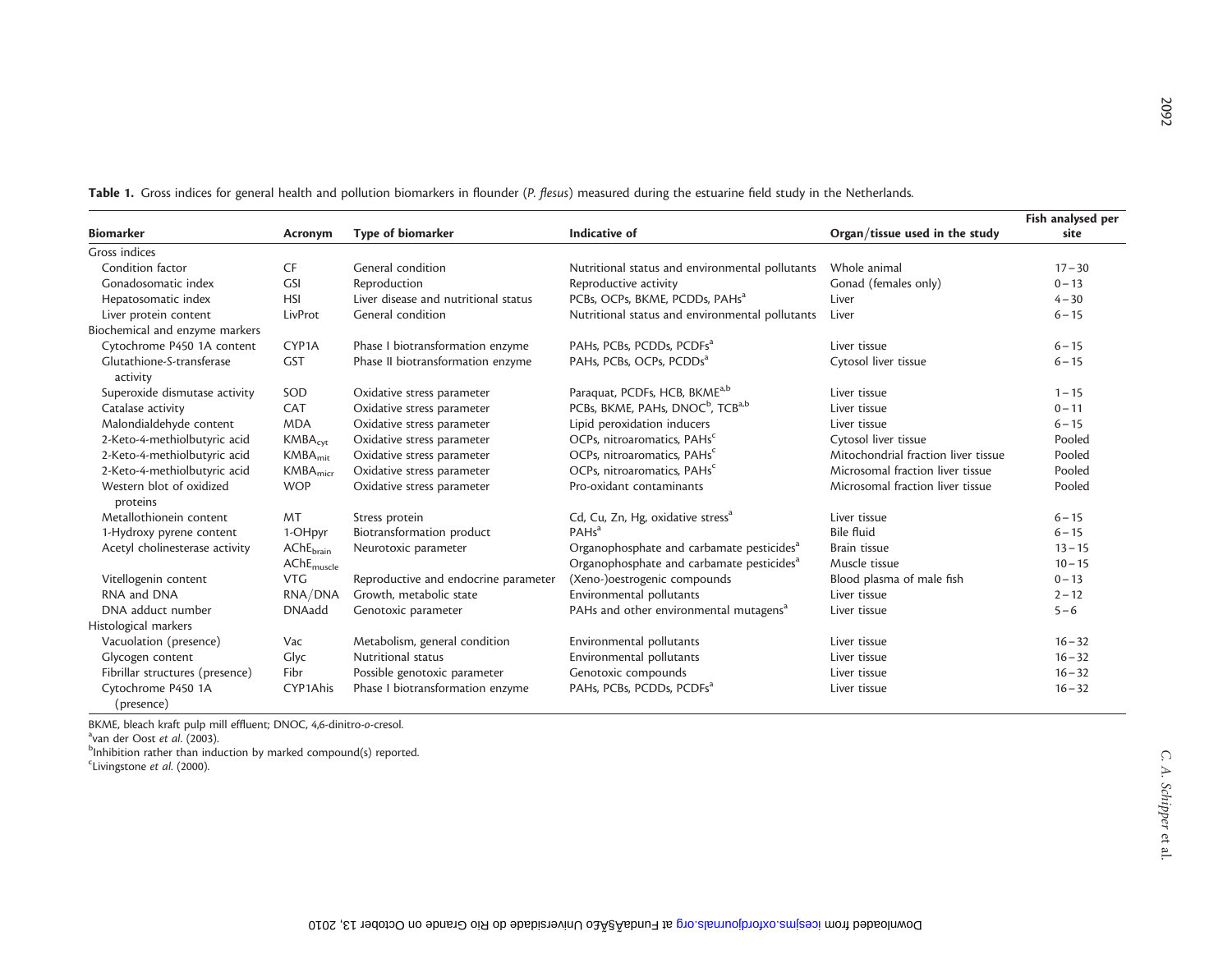**Table 1.** Gross indices for general health and pollution biomarkers in flounder (*P. flesus*) measured during the estuarine field study in the Netherlands.

| Biomarker | Acronym | Type of biomarker | Indicative of | Organ/tissue used in the study | Fish analysed per site |
|---|---|---|---|---|---|
| Gross indices | | | | | |
| Condition factor | CF | General condition | Nutritional status and environmental pollutants | Whole animal | 17–30 |
| Gonadosomatic index | GSI | Reproduction | Reproductive activity | Gonad (females only) | 0–13 |
| Hepatosomatic index | HSI | Liver disease and nutritional status | PCBs, OCPs, BKME, PCDDs, PAHs[a] | Liver | 4–30 |
| Liver protein content | LivProt | General condition | Nutritional status and environmental pollutants | Liver | 6–15 |
| Biochemical and enzyme markers | | | | | |
| Cytochrome P450 1A content | CYP1A | Phase I biotransformation enzyme | PAHs, PCBs, PCDDs, PCDFs[a] | Liver tissue | 6–15 |
| Glutathione-S-transferase activity | GST | Phase II biotransformation enzyme | PAHs, PCBs, OCPs, PCDDs[a] | Cytosol liver tissue | 6–15 |
| Superoxide dismutase activity | SOD | Oxidative stress parameter | Paraquat, PCDFs, HCB, BKME[a,b] | Liver tissue | 1–15 |
| Catalase activity | CAT | Oxidative stress parameter | PCBs, BKME, PAHs, DNOC[b], TCB[a,b] | Liver tissue | 0–11 |
| Malondialdehyde content | MDA | Oxidative stress parameter | Lipid peroxidation inducers | Liver tissue | 6–15 |
| 2-Keto-4-methiolbutyric acid | $KMBA_{cyt}$ | Oxidative stress parameter | OCPs, nitroaromatics, PAHs[c] | Cytosol liver tissue | Pooled |
| 2-Keto-4-methiolbutyric acid | $KMBA_{mit}$ | Oxidative stress parameter | OCPs, nitroaromatics, PAHs[c] | Mitochondrial fraction liver tissue | Pooled |
| 2-Keto-4-methiolbutyric acid | $KMBA_{micr}$ | Oxidative stress parameter | OCPs, nitroaromatics, PAHs[c] | Microsomal fraction liver tissue | Pooled |
| Western blot of oxidized proteins | WOP | Oxidative stress parameter | Pro-oxidant contaminants | Microsomal fraction liver tissue | Pooled |
| Metallothionein content | MT | Stress protein | Cd, Cu, Zn, Hg, oxidative stress[a] | Liver tissue | 6–15 |
| 1-Hydroxy pyrene content | 1-OHpyr | Biotransformation product | PAHs[a] | Bile fluid | 6–15 |
| Acetyl cholinesterase activity | $AChE_{brain}$ | Neurotoxic parameter | Organophosphate and carbamate pesticides[a] | Brain tissue | 13–15 |
| | $AChE_{muscle}$ | | Organophosphate and carbamate pesticides[a] | Muscle tissue | 10–15 |
| Vitellogenin content | VTG | Reproductive and endocrine parameter | (Xeno-)oestrogenic compounds | Blood plasma of male fish | 0–13 |
| RNA and DNA | RNA/DNA | Growth, metabolic state | Environmental pollutants | Liver tissue | 2–12 |
| DNA adduct number | DNAadd | Genotoxic parameter | PAHs and other environmental mutagens[a] | Liver tissue | 5–6 |
| Histological markers | | | | | |
| Vacuolation (presence) | Vac | Metabolism, general condition | Environmental pollutants | Liver tissue | 16–32 |
| Glycogen content | Glyc | Nutritional status | Environmental pollutants | Liver tissue | 16–32 |
| Fibrillar structures (presence) | Fibr | Possible genotoxic parameter | Genotoxic compounds | Liver tissue | 16–32 |
| Cytochrome P450 1A (presence) | CYP1Ahis | Phase I biotransformation enzyme | PAHs, PCBs, PCDDs, PCDFs[a] | Liver tissue | 16–32 |

BKME, bleach kraft pulp mill effluent; DNOC, 4,6-dinitro-*o*-cresol.
[a]van der Oost *et al*. (2003).
[b]Inhibition rather than induction by marked compound(s) reported.
[c]Livingstone *et al*. (2000).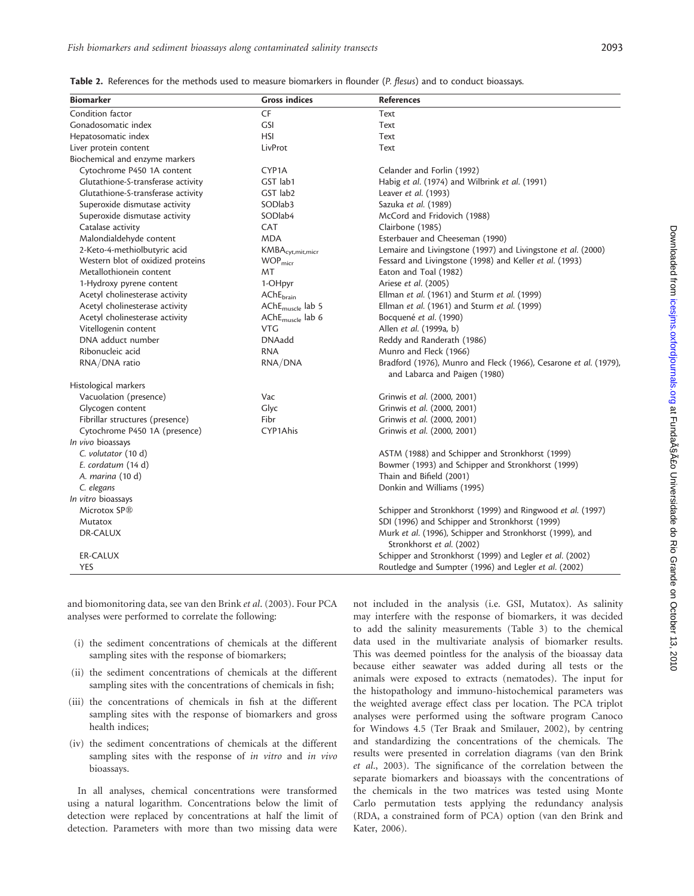**Table 2.** References for the methods used to measure biomarkers in flounder (*P. flesus*) and to conduct bioassays.

| Biomarker | Gross indices | References |
|---|---|---|
| Condition factor | CF | Text |
| Gonadosomatic index | GSI | Text |
| Hepatosomatic index | HSI | Text |
| Liver protein content | LivProt | Text |
| Biochemical and enzyme markers | | |
| Cytochrome P450 1A content | CYP1A | Celander and Forlin (1992) |
| Glutathione-S-transferase activity | GST lab1 | Habig *et al.* (1974) and Wilbrink *et al.* (1991) |
| Glutathione-S-transferase activity | GST lab2 | Leaver *et al.* (1993) |
| Superoxide dismutase activity | SODlab3 | Sazuka *et al.* (1989) |
| Superoxide dismutase activity | SODlab4 | McCord and Fridovich (1988) |
| Catalase activity | CAT | Clairbone (1985) |
| Malondialdehyde content | MDA | Esterbauer and Cheeseman (1990) |
| 2-Keto-4-methiolbutyric acid | $KMBA_{cyt,mit,micr}$ | Lemaire and Livingstone (1997) and Livingstone *et al.* (2000) |
| Western blot of oxidized proteins | $WOP_{micr}$ | Fessard and Livingstone (1998) and Keller *et al.* (1993) |
| Metallothionein content | MT | Eaton and Toal (1982) |
| 1-Hydroxy pyrene content | 1-OHpyr | Ariese *et al.* (2005) |
| Acetyl cholinesterase activity | $AChE_{brain}$ | Ellman *et al.* (1961) and Sturm *et al.* (1999) |
| Acetyl cholinesterase activity | $AChE_{muscle}$ lab 5 | Ellman *et al.* (1961) and Sturm *et al.* (1999) |
| Acetyl cholinesterase activity | $AChE_{muscle}$ lab 6 | Bocquené *et al.* (1990) |
| Vitellogenin content | VTG | Allen *et al.* (1999a, b) |
| DNA adduct number | DNAadd | Reddy and Randerath (1986) |
| Ribonucleic acid | RNA | Munro and Fleck (1966) |
| RNA/DNA ratio | RNA/DNA | Bradford (1976), Munro and Fleck (1966), Cesarone *et al.* (1979), and Labarca and Paigen (1980) |
| Histological markers | | |
| Vacuolation (presence) | Vac | Grinwis *et al.* (2000, 2001) |
| Glycogen content | Glyc | Grinwis *et al.* (2000, 2001) |
| Fibrillar structures (presence) | Fibr | Grinwis *et al.* (2000, 2001) |
| Cytochrome P450 1A (presence) | CYP1Ahis | Grinwis *et al.* (2000, 2001) |
| *In vivo* bioassays | | |
| *C. volutator* (10 d) | | ASTM (1988) and Schipper and Stronkhorst (1999) |
| *E. cordatum* (14 d) | | Bowmer (1993) and Schipper and Stronkhorst (1999) |
| *A. marina* (10 d) | | Thain and Bifield (2001) |
| *C. elegans* | | Donkin and Williams (1995) |
| *In vitro* bioassays | | |
| Microtox SP® | | Schipper and Stronkhorst (1999) and Ringwood *et al.* (1997) |
| Mutatox | | SDI (1996) and Schipper and Stronkhorst (1999) |
| DR-CALUX | | Murk *et al.* (1996), Schipper and Stronkhorst (1999), and Stronkhorst *et al.* (2002) |
| ER-CALUX | | Schipper and Stronkhorst (1999) and Legler *et al.* (2002) |
| YES | | Routledge and Sumpter (1996) and Legler *et al.* (2002) |

and biomonitoring data, see van den Brink *et al*. (2003). Four PCA analyses were performed to correlate the following:

(i) the sediment concentrations of chemicals at the different sampling sites with the response of biomarkers;

(ii) the sediment concentrations of chemicals at the different sampling sites with the concentrations of chemicals in fish;

(iii) the concentrations of chemicals in fish at the different sampling sites with the response of biomarkers and gross health indices;

(iv) the sediment concentrations of chemicals at the different sampling sites with the response of *in vitro* and *in vivo* bioassays.

In all analyses, chemical concentrations were transformed using a natural logarithm. Concentrations below the limit of detection were replaced by concentrations at half the limit of detection. Parameters with more than two missing data were not included in the analysis (i.e. GSI, Mutatox). As salinity may interfere with the response of biomarkers, it was decided to add the salinity measurements (Table 3) to the chemical data used in the multivariate analysis of biomarker results. This was deemed pointless for the analysis of the bioassay data because either seawater was added during all tests or the animals were exposed to extracts (nematodes). The input for the histopathology and immuno-histochemical parameters was the weighted average effect class per location. The PCA triplot analyses were performed using the software program Canoco for Windows 4.5 (Ter Braak and Smilauer, 2002), by centring and standardizing the concentrations of the chemicals. The results were presented in correlation diagrams (van den Brink *et al*., 2003). The significance of the correlation between the separate biomarkers and bioassays with the concentrations of the chemicals in the two matrices was tested using Monte Carlo permutation tests applying the redundancy analysis (RDA, a constrained form of PCA) option (van den Brink and Kater, 2006).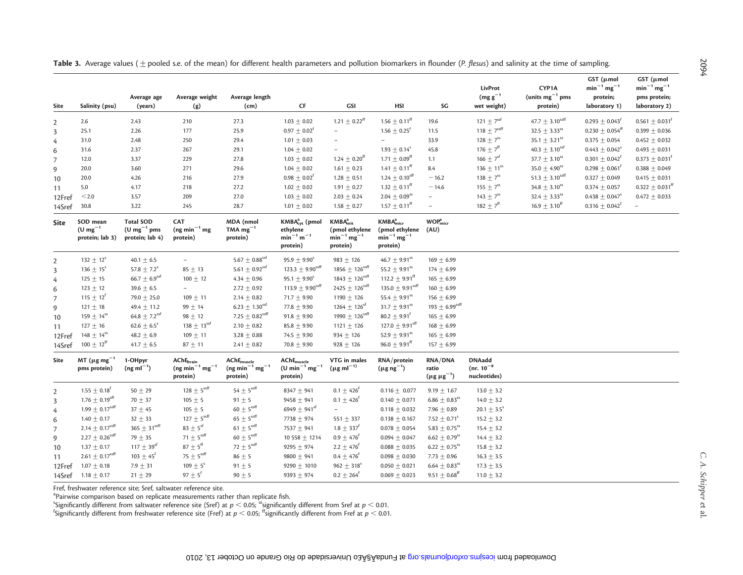**Table 3.** Average values (± pooled s.e. of the mean) for different health parameters and pollution biomarkers in flounder (*P. flesus*) and salinity at the time of sampling.

| Site | Salinity (psu) | Average age (years) | Average weight (g) | Average length (cm) | CF | GSI | HSI | SG | LivProt (mg $g^{-1}$ wet weight) | CYP1A (units $mg^{-1}$ pms protein) | GST (μmol $min^{-1}$ $mg^{-1}$ protein; laboratory 1) | GST (μmol $min^{-1}$ $mg^{-1}$ pms protein; laboratory 2) |
|---|---|---|---|---|---|---|---|---|---|---|---|---|
| 2 | 2.6 | 2.43 | 210 | 27.3 | 1.03 ± 0.02 | 1.21 ± 0.22[ff] | 1.56 ± 0.11[ff] | 19.6 | 121 ± 7[ssf] | 47.7 ± 3.10[ssff] | 0.293 ± 0.043[f] | 0.561 ± 0.031[f] |
| 3 | 25.1 | 2.26 | 177 | 25.9 | 0.97 ± 0.02[f] | – | 1.56 ± 0.25[f] | 11.5 | 118 ± 7[ssff] | 32.5 ± 3.33[ss] | 0.230 ± 0.054[ff] | 0.399 ± 0.036 |
| 4 | 31.0 | 2.48 | 250 | 29.4 | 1.01 ± 0.03 | – | – | 33.9 | 128 ± 7[ss] | 35.1 ± 3.21[ss] | 0.375 ± 0.054 | 0.452 ± 0.032 |
| 6 | 31.6 | 2.37 | 267 | 29.1 | 1.04 ± 0.02 | – | 1.93 ± 0.14[s] | 45.8 | 176 ± 7[ff] | 40.3 ± 3.10[ssf] | 0.443 ± 0.042[s] | 0.493 ± 0.031 |
| 7 | 12.0 | 3.37 | 229 | 27.8 | 1.03 ± 0.02 | 1.24 ± 0.20[ff] | 1.71 ± 0.09[ff] | 1.1 | 166 ± 7[sf] | 37.7 ± 3.10[ss] | 0.301 ± 0.042[f] | 0.373 ± 0.031[f] |
| 9 | 20.0 | 3.60 | 271 | 29.6 | 1.04 ± 0.02 | 1.61 ± 0.23 | 1.41 ± 0.11[ff] | 8.4 | 136 ± 11[ss] | 35.0 ± 4.90[ss] | 0.298 ± 0.061[f] | 0.388 ± 0.049 |
| 10 | 20.0 | 4.26 | 216 | 27.9 | 0.98 ± 0.02[f] | 1.28 ± 0.51 | 1.24 ± 0.10[sff] | −16.2 | 138 ± 7[ss] | 51.3 ± 3.10[ssff] | 0.327 ± 0.049 | 0.415 ± 0.031 |
| 11 | 5.0 | 4.17 | 218 | 27.2 | 1.02 ± 0.02 | 1.91 ± 0.27 | 1.32 ± 0.11[ff] | −14.6 | 155 ± 7[ss] | 34.8 ± 3.10[ss] | 0.374 ± 0.057 | 0.322 ± 0.031[ff] |
| 12Fref | <2.0 | 3.57 | 209 | 27.0 | 1.03 ± 0.02 | 2.03 ± 0.24 | 2.04 ± 0.09[ss] | – | 143 ± 7[ss] | 32.4 ± 3.33[ss] | 0.438 ± 0.047[s] | 0.472 ± 0.033 |
| 14Sref | 30.8 | 3.22 | 245 | 28.7 | 1.01 ± 0.02 | 1.58 ± 0.27 | 1.57 ± 0.11[ff] | – | 182 ± 7[ff] | 16.9 ± 3.10[ff] | 0.316 ± 0.042[f] | – |

| Site | SOD mean (U $mg^{-1}$ protein; lab 3) | Total SOD (U $mg^{-1}$ pms protein; lab 4) | CAT (ng $min^{-1}$ mg protein) | MDA (nmol TMA $mg^{-1}$ protein) | $KMBA^a_{cyt}$ (pmol ethylene $min^{-1}$ $m^{-1}$ protein) | $KMBA^a_{mit}$ (pmol ethylene $min^{-1}$ $mg^{-1}$ protein) | $KMBA^a_{micr}$ (pmol ethylene $min^{-1}$ $mg^{-1}$ protein) | $WOP^a_{micr}$ (AU) |
|---|---|---|---|---|---|---|---|---|
| 2 | 132 ± 12[s] | 40.1 ± 6.5 | – | 5.67 ± 0.88[ssf] | 95.9 ± 9.90[s] | 983 ± 126 | 46.7 ± 9.91[ss] | 169 ± 6.99 |
| 3 | 136 ± 15[s] | 57.8 ± 7.2[s] | 85 ± 13 | 5.61 ± 0.92[ssf] | 123.3 ± 9.90[ssff] | 1856 ± 126[ssff] | 55.2 ± 9.91[ss] | 174 ± 6.99 |
| 4 | 125 ± 15 | 66.7 ± 6.9[ssf] | 100 ± 12 | 4.34 ± 0.96 | 95.1 ± 9.90[s] | 1843 ± 126[ssff] | 112.2 ± 9.91[ff] | 165 ± 6.99 |
| 6 | 123 ± 12 | 39.6 ± 6.5 | – | 2.72 ± 0.92 | 113.9 ± 9.90[ssff] | 2425 ± 126[ssff] | 135.0 ± 9.91[ssff] | 160 ± 6.99 |
| 7 | 115 ± 12[f] | 79.0 ± 25.0 | 109 ± 11 | 2.14 ± 0.82 | 71.7 ± 9.90 | 1190 ± 126 | 55.4 ± 9.91[ss] | 156 ± 6.99 |
| 9 | 121 ± 18 | 49.4 ± 11.2 | 99 ± 14 | 6.23 ± 1.30[ssf] | 77.8 ± 9.90 | 1264 ± 126[sf] | 31.7 ± 9.91[ss] | 193 ± 6.99[ssff] |
| 10 | 159 ± 14[ss] | 64.8 ± 7.2[ssf] | 98 ± 12 | 7.25 ± 0.82[ssff] | 91.8 ± 9.90 | 1990 ± 126[ssff] | 80.2 ± 9.91[f] | 165 ± 6.99 |
| 11 | 127 ± 16 | 62.6 ± 6.5[s] | 138 ± 13[ssf] | 2.10 ± 0.82 | 85.8 ± 9.90 | 1121 ± 126 | 127.0 ± 9.91[sff] | 168 ± 6.99 |
| 12Fref | 148 ± 14[ss] | 48.2 ± 6.9 | 109 ± 11 | 3.28 ± 0.88 | 74.5 ± 9.90 | 934 ± 126 | 52.9 ± 9.91[ss] | 165 ± 6.99 |
| 14Sref | 100 ± 12[ff] | 41.7 ± 6.5 | 87 ± 11 | 2.41 ± 0.82 | 70.8 ± 9.90 | 928 ± 126 | 96.0 ± 9.91[ff] | 157 ± 6.99 |

| Site | MT (μg $mg^{-1}$ pms protein) | 1-OHpyr (ng $ml^{-1}$) | $AChE_{brain}$ (ng $min^{-1}$ $mg^{-1}$ protein) | $AChE_{muscle}$ (ng $min^{-1}$ $mg^{-1}$ protein) | $AChE_{muscle}$ (U $min^{-1}$ $mg^{-1}$ protein) | VTG in males (μg $ml^{-1}$) | RNA/protein (μg $ng^{-1}$) | RNA/DNA ratio (μg $μg^{-1}$) | DNAadd (nr. $10^{-8}$ nucleotides) |
|---|---|---|---|---|---|---|---|---|---|
| 2 | 1.55 ± 0.18[f] | 50 ± 29 | 128 ± 5[ssff] | 54 ± 5[ssff] | 8347 ± 941 | 0.1 ± 426[f] | 0.116 ± 0.077 | 9.19 ± 1.67 | 13.0 ± 3.2 |
| 3 | 1.76 ± 0.19[sff] | 70 ± 37 | 105 ± 5 | 91 ± 5 | 9458 ± 941 | 0.1 ± 426[f] | 0.140 ± 0.071 | 6.86 ± 0.83[ss] | 14.0 ± 3.2 |
| 4 | 1.99 ± 0.17[ssff] | 37 ± 45 | 105 ± 5 | 60 ± 5[ssff] | 6949 ± 941[sf] | – | 0.118 ± 0.032 | 7.96 ± 0.89 | 20.1 ± 3.5[s] |
| 6 | 1.40 ± 0.17 | 32 ± 33 | 127 ± 5[ssff] | 65 ± 5[ssff] | 7738 ± 974 | 551 ± 337 | 0.138 ± 0.167 | 7.52 ± 0.71[s] | 15.2 ± 3.2 |
| 7 | 2.14 ± 0.17[ssff] | 365 ± 31[ssff] | 83 ± 5[sf] | 61 ± 5[ssff] | 7537 ± 941 | 1.8 ± 337[f] | 0.078 ± 0.054 | 5.83 ± 0.75[ss] | 15.4 ± 3.2 |
| 9 | 2.27 ± 0.26[ssff] | 79 ± 35 | 71 ± 5[ssff] | 60 ± 5[ssff] | 10 558 ± 1214 | 0.9 ± 476[f] | 0.094 ± 0.047 | 6.62 ± 0.79[ss] | 14.4 ± 3.2 |
| 10 | 1.37 ± 0.17 | 117 ± 39[sf] | 87 ± 5[ff] | 72 ± 5[ssff] | 9295 ± 974 | 2.2 ± 476[f] | 0.088 ± 0.035 | 6.22 ± 0.75[ss] | 15.8 ± 3.2 |
| 11 | 2.61 ± 0.17[ssff] | 103 ± 45[f] | 75 ± 5[ssff] | 86 ± 5 | 9800 ± 941 | 0.4 ± 476[f] | 0.098 ± 0.030 | 7.73 ± 0.96 | 16.3 ± 3.5 |
| 12Fref | 1.07 ± 0.18 | 7.9 ± 31 | 109 ± 5[s] | 91 ± 5 | 9290 ± 1010 | 962 ± 318[s] | 0.050 ± 0.021 | 6.64 ± 0.83[ss] | 17.3 ± 3.5 |
| 14Sref | 1.18 ± 0.17 | 21 ± 29 | 97 ± 5[f] | 90 ± 5 | 9393 ± 974 | 0.2 ± 264[f] | 0.069 ± 0.023 | 9.51 ± 0.68[ff] | 11.0 ± 3.2 |

Fref, freshwater reference site; Sref, saltwater reference site.

[a]Pairwise comparison based on replicate measurements rather than replicate fish.

[s]Significantly different from saltwater reference site (Sref) at $p < 0.05$; [ss]significantly different from Sref at $p < 0.01$.

[f]Significantly different from freshwater reference site (Fref) at $p < 0.05$; [ff]significantly different from Fref at $p < 0.01$.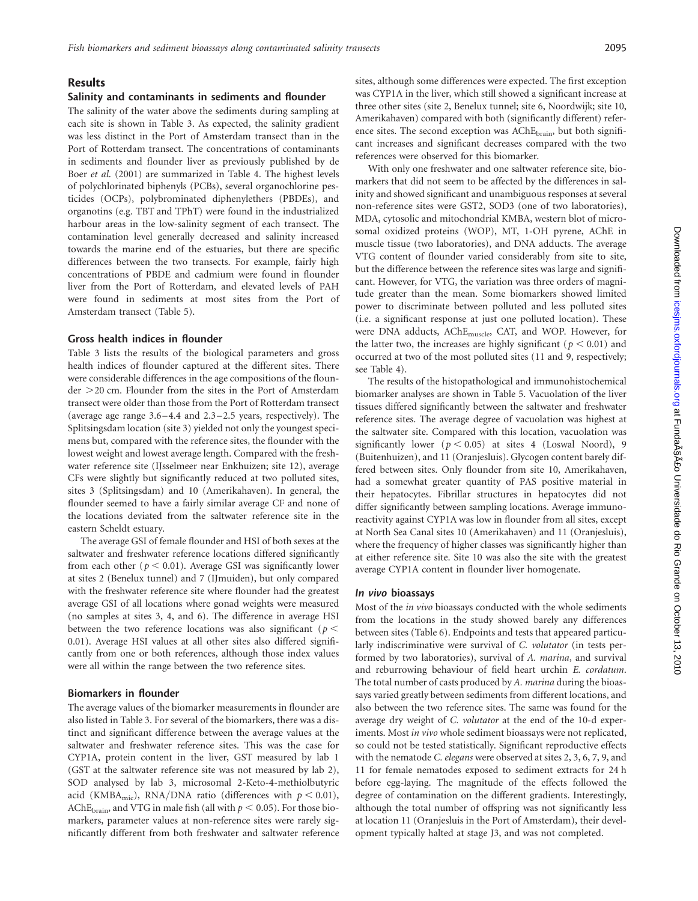## Results

### Salinity and contaminants in sediments and flounder

The salinity of the water above the sediments during sampling at each site is shown in Table 3. As expected, the salinity gradient was less distinct in the Port of Amsterdam transect than in the Port of Rotterdam transect. The concentrations of contaminants in sediments and flounder liver as previously published by de Boer *et al.* (2001) are summarized in Table 4. The highest levels of polychlorinated biphenyls (PCBs), several organochlorine pesticides (OCPs), polybrominated diphenylethers (PBDEs), and organotins (e.g. TBT and TPhT) were found in the industrialized harbour areas in the low-salinity segment of each transect. The contamination level generally decreased and salinity increased towards the marine end of the estuaries, but there are specific differences between the two transects. For example, fairly high concentrations of PBDE and cadmium were found in flounder liver from the Port of Rotterdam, and elevated levels of PAH were found in sediments at most sites from the Port of Amsterdam transect (Table 5).

### Gross health indices in flounder

Table 3 lists the results of the biological parameters and gross health indices of flounder captured at the different sites. There were considerable differences in the age compositions of the flounder >20 cm. Flounder from the sites in the Port of Amsterdam transect were older than those from the Port of Rotterdam transect (average age range 3.6–4.4 and 2.3–2.5 years, respectively). The Splitsingsdam location (site 3) yielded not only the youngest specimens but, compared with the reference sites, the flounder with the lowest weight and lowest average length. Compared with the freshwater reference site (IJsselmeer near Enkhuizen; site 12), average CFs were slightly but significantly reduced at two polluted sites, sites 3 (Splitsingsdam) and 10 (Amerikahaven). In general, the flounder seemed to have a fairly similar average CF and none of the locations deviated from the saltwater reference site in the eastern Scheldt estuary.

The average GSI of female flounder and HSI of both sexes at the saltwater and freshwater reference locations differed significantly from each other ($p < 0.01$). Average GSI was significantly lower at sites 2 (Benelux tunnel) and 7 (IJmuiden), but only compared with the freshwater reference site where flounder had the greatest average GSI of all locations where gonad weights were measured (no samples at sites 3, 4, and 6). The difference in average HSI between the two reference locations was also significant ($p < 0.01$). Average HSI values at all other sites also differed significantly from one or both references, although those index values were all within the range between the two reference sites.

### Biomarkers in flounder

The average values of the biomarker measurements in flounder are also listed in Table 3. For several of the biomarkers, there was a distinct and significant difference between the average values at the saltwater and freshwater reference sites. This was the case for CYP1A, protein content in the liver, GST measured by lab 1 (GST at the saltwater reference site was not measured by lab 2), SOD analysed by lab 3, microsomal 2-Keto-4-methiolbutyric acid ($KMBA_{mic}$), RNA/DNA ratio (differences with $p < 0.01$), $AChE_{brain}$, and VTG in male fish (all with $p < 0.05$). For those biomarkers, parameter values at non-reference sites were rarely significantly different from both freshwater and saltwater reference sites, although some differences were expected. The first exception was CYP1A in the liver, which still showed a significant increase at three other sites (site 2, Benelux tunnel; site 6, Noordwijk; site 10, Amerikahaven) compared with both (significantly different) reference sites. The second exception was $AChE_{brain}$, but both significant increases and significant decreases compared with the two references were observed for this biomarker.

With only one freshwater and one saltwater reference site, biomarkers that did not seem to be affected by the differences in salinity and showed significant and unambiguous responses at several non-reference sites were GST2, SOD3 (one of two laboratories), MDA, cytosolic and mitochondrial KMBA, western blot of microsomal oxidized proteins (WOP), MT, 1-OH pyrene, AChE in muscle tissue (two laboratories), and DNA adducts. The average VTG content of flounder varied considerably from site to site, but the difference between the reference sites was large and significant. However, for VTG, the variation was three orders of magnitude greater than the mean. Some biomarkers showed limited power to discriminate between polluted and less polluted sites (i.e. a significant response at just one polluted location). These were DNA adducts, $AChE_{muscle}$, CAT, and WOP. However, for the latter two, the increases are highly significant ($p < 0.01$) and occurred at two of the most polluted sites (11 and 9, respectively; see Table 4).

The results of the histopathological and immunohistochemical biomarker analyses are shown in Table 5. Vacuolation of the liver tissues differed significantly between the saltwater and freshwater reference sites. The average degree of vacuolation was highest at the saltwater site. Compared with this location, vacuolation was significantly lower ($p < 0.05$) at sites 4 (Loswal Noord), 9 (Buitenhuizen), and 11 (Oranjesluis). Glycogen content barely differed between sites. Only flounder from site 10, Amerikahaven, had a somewhat greater quantity of PAS positive material in their hepatocytes. Fibrillar structures in hepatocytes did not differ significantly between sampling locations. Average immunoreactivity against CYP1A was low in flounder from all sites, except at North Sea Canal sites 10 (Amerikahaven) and 11 (Oranjesluis), where the frequency of higher classes was significantly higher than at either reference site. Site 10 was also the site with the greatest average CYP1A content in flounder liver homogenate.

### *In vivo* bioassays

Most of the *in vivo* bioassays conducted with the whole sediments from the locations in the study showed barely any differences between sites (Table 6). Endpoints and tests that appeared particularly indiscriminative were survival of *C. volutator* (in tests performed by two laboratories), survival of *A. marina*, and survival and reburrowing behaviour of field heart urchin *E. cordatum*. The total number of casts produced by *A. marina* during the bioassays varied greatly between sediments from different locations, and also between the two reference sites. The same was found for the average dry weight of *C. volutator* at the end of the 10-d experiments. Most *in vivo* whole sediment bioassays were not replicated, so could not be tested statistically. Significant reproductive effects with the nematode *C. elegans* were observed at sites 2, 3, 6, 7, 9, and 11 for female nematodes exposed to sediment extracts for 24 h before egg-laying. The magnitude of the effects followed the degree of contamination on the different gradients. Interestingly, although the total number of offspring was not significantly less at location 11 (Oranjesluis in the Port of Amsterdam), their development typically halted at stage J3, and was not completed.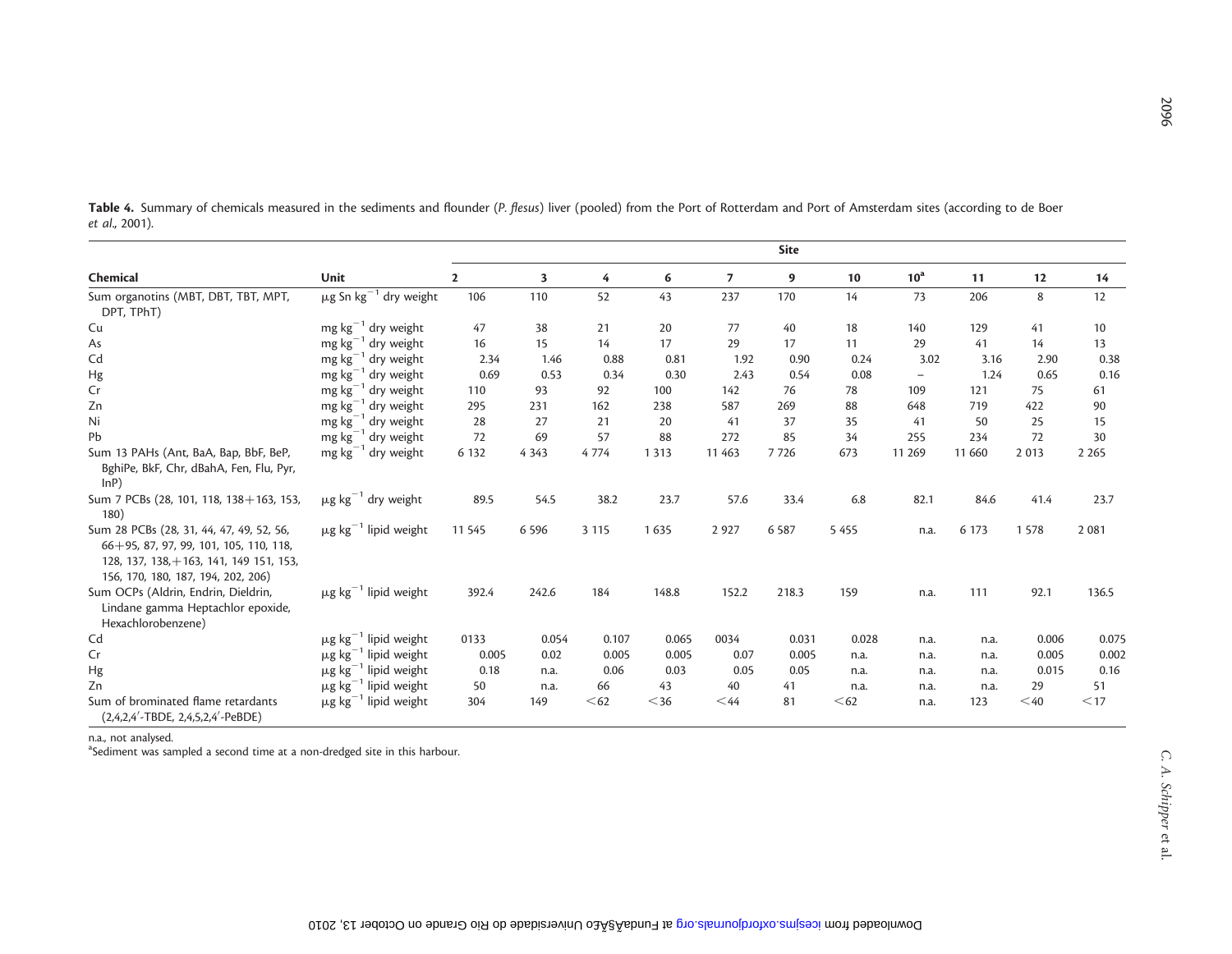**Table 4.** Summary of chemicals measured in the sediments and flounder (*P. flesus*) liver (pooled) from the Port of Rotterdam and Port of Amsterdam sites (according to de Boer *et al*., 2001).

| Chemical | Unit | Site | | | | | | | | | | |
|---|---|---|---|---|---|---|---|---|---|---|---|---|
| | | 2 | 3 | 4 | 6 | 7 | 9 | 10 | 10[a] | 11 | 12 | 14 |
| Sum organotins (MBT, DBT, TBT, MPT, DPT, TPhT) | μg Sn $kg^{-1}$ dry weight | 106 | 110 | 52 | 43 | 237 | 170 | 14 | 73 | 206 | 8 | 12 |
| Cu | mg $kg^{-1}$ dry weight | 47 | 38 | 21 | 20 | 77 | 40 | 18 | 140 | 129 | 41 | 10 |
| As | mg $kg^{-1}$ dry weight | 16 | 15 | 14 | 17 | 29 | 17 | 11 | 29 | 41 | 14 | 13 |
| Cd | mg $kg^{-1}$ dry weight | 2.34 | 1.46 | 0.88 | 0.81 | 1.92 | 0.90 | 0.24 | 3.02 | 3.16 | 2.90 | 0.38 |
| Hg | mg $kg^{-1}$ dry weight | 0.69 | 0.53 | 0.34 | 0.30 | 2.43 | 0.54 | 0.08 | – | 1.24 | 0.65 | 0.16 |
| Cr | mg $kg^{-1}$ dry weight | 110 | 93 | 92 | 100 | 142 | 76 | 78 | 109 | 121 | 75 | 61 |
| Zn | mg $kg^{-1}$ dry weight | 295 | 231 | 162 | 238 | 587 | 269 | 88 | 648 | 719 | 422 | 90 |
| Ni | mg $kg^{-1}$ dry weight | 28 | 27 | 21 | 20 | 41 | 37 | 35 | 41 | 50 | 25 | 15 |
| Pb | mg $kg^{-1}$ dry weight | 72 | 69 | 57 | 88 | 272 | 85 | 34 | 255 | 234 | 72 | 30 |
| Sum 13 PAHs (Ant, BaA, Bap, BbF, BeP, BghiPe, BkF, Chr, dBahA, Fen, Flu, Pyr, InP) | mg $kg^{-1}$ dry weight | 6 132 | 4 343 | 4 774 | 1 313 | 11 463 | 7 726 | 673 | 11 269 | 11 660 | 2 013 | 2 265 |
| Sum 7 PCBs (28, 101, 118, 138+163, 153, 180) | μg $kg^{-1}$ dry weight | 89.5 | 54.5 | 38.2 | 23.7 | 57.6 | 33.4 | 6.8 | 82.1 | 84.6 | 41.4 | 23.7 |
| Sum 28 PCBs (28, 31, 44, 47, 49, 52, 56, 66+95, 87, 97, 99, 101, 105, 110, 118, 128, 137, 138,+163, 141, 149 151, 153, 156, 170, 180, 187, 194, 202, 206) | μg $kg^{-1}$ lipid weight | 11 545 | 6 596 | 3 115 | 1 635 | 2 927 | 6 587 | 5 455 | n.a. | 6 173 | 1 578 | 2 081 |
| Sum OCPs (Aldrin, Endrin, Dieldrin, Lindane gamma Heptachlor epoxide, Hexachlorobenzene) | μg $kg^{-1}$ lipid weight | 392.4 | 242.6 | 184 | 148.8 | 152.2 | 218.3 | 159 | n.a. | 111 | 92.1 | 136.5 |
| Cd | μg $kg^{-1}$ lipid weight | 0133 | 0.054 | 0.107 | 0.065 | 0034 | 0.031 | 0.028 | n.a. | n.a. | 0.006 | 0.075 |
| Cr | μg $kg^{-1}$ lipid weight | 0.005 | 0.02 | 0.005 | 0.005 | 0.07 | 0.005 | n.a. | n.a. | n.a. | 0.005 | 0.002 |
| Hg | μg $kg^{-1}$ lipid weight | 0.18 | n.a. | 0.06 | 0.03 | 0.05 | 0.05 | n.a. | n.a. | n.a. | 0.015 | 0.16 |
| Zn | μg $kg^{-1}$ lipid weight | 50 | n.a. | 66 | 43 | 40 | 41 | n.a. | n.a. | n.a. | 29 | 51 |
| Sum of brominated flame retardants (2,4,2,4′-TBDE, 2,4,5,2,4′-PeBDE) | μg $kg^{-1}$ lipid weight | 304 | 149 | <62 | <36 | <44 | 81 | <62 | n.a. | 123 | <40 | <17 |

n.a., not analysed.

[a]Sediment was sampled a second time at a non-dredged site in this harbour.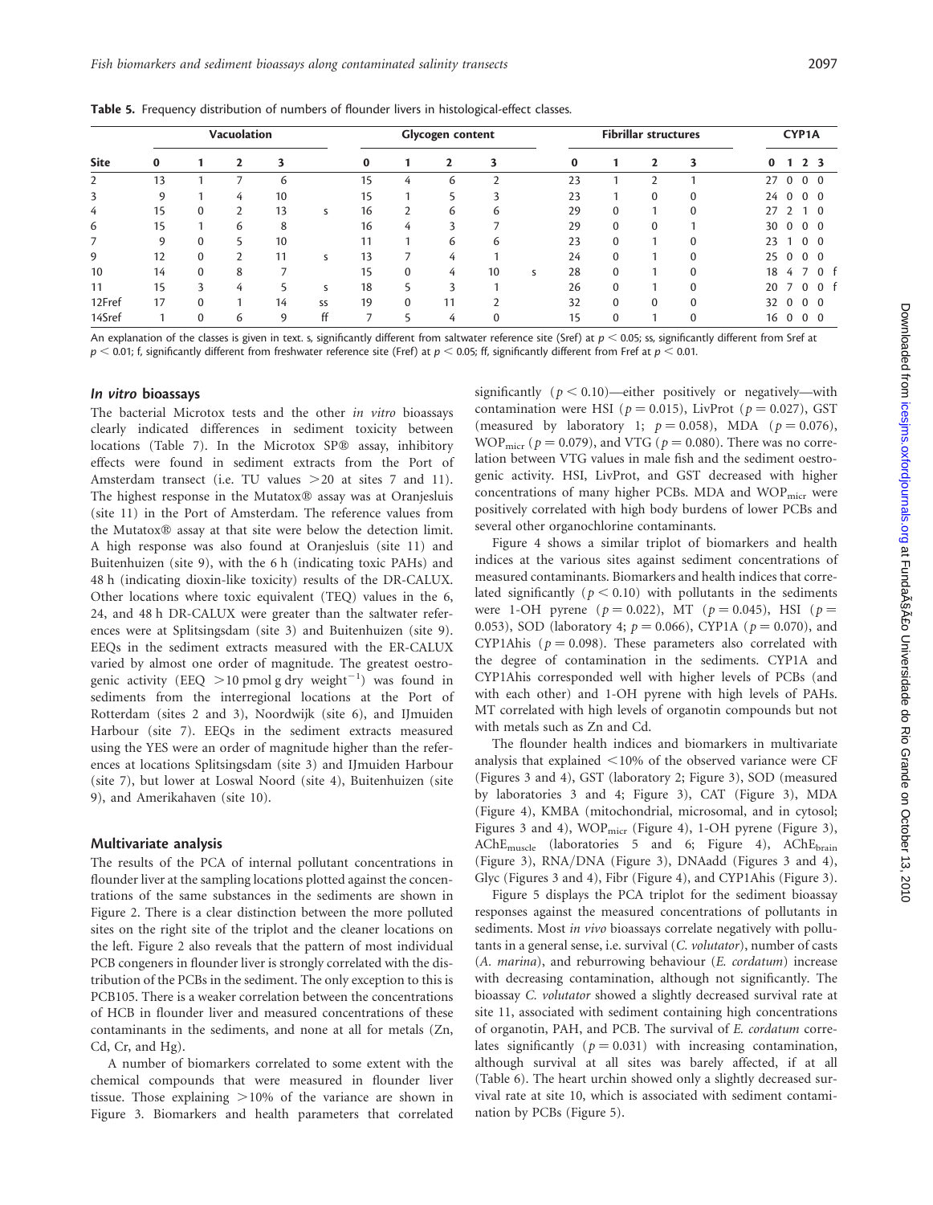**Table 5.** Frequency distribution of numbers of flounder livers in histological-effect classes.

| Site | Vacuolation | | | | | Glycogen content | | | | | Fibrillar structures | | | | CYP1A | | | | |
|---|---|---|---|---|---|---|---|---|---|---|---|---|---|---|---|---|---|---|---|
| | 0 | 1 | 2 | 3 | | 0 | 1 | 2 | 3 | | 0 | 1 | 2 | 3 | 0 | 1 | 2 | 3 | |
| 2 | 13 | 1 | 7 | 6 | | 15 | 4 | 6 | 2 | | 23 | 1 | 2 | 1 | 27 | 0 | 0 | 0 | |
| 3 | 9 | 1 | 4 | 10 | | 15 | 1 | 5 | 3 | | 23 | 1 | 0 | 0 | 24 | 0 | 0 | 0 | |
| 4 | 15 | 0 | 2 | 13 | s | 16 | 2 | 6 | 6 | | 29 | 0 | 1 | 0 | 27 | 2 | 1 | 0 | |
| 6 | 15 | 1 | 6 | 8 | | 16 | 4 | 3 | 7 | | 29 | 0 | 0 | 1 | 30 | 0 | 0 | 0 | |
| 7 | 9 | 0 | 5 | 10 | | 11 | 1 | 6 | 6 | | 23 | 0 | 1 | 0 | 23 | 1 | 0 | 0 | |
| 9 | 12 | 0 | 2 | 11 | s | 13 | 7 | 4 | 1 | | 24 | 0 | 1 | 0 | 25 | 0 | 0 | 0 | |
| 10 | 14 | 0 | 8 | 7 | | 15 | 0 | 4 | 10 | s | 28 | 0 | 1 | 0 | 18 | 4 | 7 | 0 | f |
| 11 | 15 | 3 | 4 | 5 | s | 18 | 5 | 3 | 1 | | 26 | 0 | 1 | 0 | 20 | 7 | 0 | 0 | f |
| 12Fref | 17 | 0 | 1 | 14 | ss | 19 | 0 | 11 | 2 | | 32 | 0 | 0 | 0 | 32 | 0 | 0 | 0 | |
| 14Sref | 1 | 0 | 6 | 9 | ff | 7 | 5 | 4 | 0 | | 15 | 0 | 1 | 0 | 16 | 0 | 0 | 0 | |

An explanation of the classes is given in text. s, significantly different from saltwater reference site (Sref) at $p < 0.05$; ss, significantly different from Sref at $p < 0.01$; f, significantly different from freshwater reference site (Fref) at $p < 0.05$; ff, significantly different from Fref at $p < 0.01$.

### *In vitro* bioassays

The bacterial Microtox tests and the other *in vitro* bioassays clearly indicated differences in sediment toxicity between locations (Table 7). In the Microtox SP® assay, inhibitory effects were found in sediment extracts from the Port of Amsterdam transect (i.e. TU values >20 at sites 7 and 11). The highest response in the Mutatox® assay was at Oranjesluis (site 11) in the Port of Amsterdam. The reference values from the Mutatox® assay at that site were below the detection limit. A high response was also found at Oranjesluis (site 11) and Buitenhuizen (site 9), with the 6 h (indicating toxic PAHs) and 48 h (indicating dioxin-like toxicity) results of the DR-CALUX. Other locations where toxic equivalent (TEQ) values in the 6, 24, and 48 h DR-CALUX were greater than the saltwater references were at Splitsingsdam (site 3) and Buitenhuizen (site 9). EEQs in the sediment extracts measured with the ER-CALUX varied by almost one order of magnitude. The greatest oestrogenic activity (EEQ >10 pmol g dry weight$^{-1}$) was found in sediments from the interregional locations at the Port of Rotterdam (sites 2 and 3), Noordwijk (site 6), and IJmuiden Harbour (site 7). EEQs in the sediment extracts measured using the YES were an order of magnitude higher than the references at locations Splitsingsdam (site 3) and IJmuiden Harbour (site 7), but lower at Loswal Noord (site 4), Buitenhuizen (site 9), and Amerikahaven (site 10).

### Multivariate analysis

The results of the PCA of internal pollutant concentrations in flounder liver at the sampling locations plotted against the concentrations of the same substances in the sediments are shown in Figure 2. There is a clear distinction between the more polluted sites on the right site of the triplot and the cleaner locations on the left. Figure 2 also reveals that the pattern of most individual PCB congeners in flounder liver is strongly correlated with the distribution of the PCBs in the sediment. The only exception to this is PCB105. There is a weaker correlation between the concentrations of HCB in flounder liver and measured concentrations of these contaminants in the sediments, and none at all for metals (Zn, Cd, Cr, and Hg).

A number of biomarkers correlated to some extent with the chemical compounds that were measured in flounder liver tissue. Those explaining >10% of the variance are shown in Figure 3. Biomarkers and health parameters that correlated significantly ($p < 0.10$)—either positively or negatively—with contamination were HSI ($p = 0.015$), LivProt ($p = 0.027$), GST (measured by laboratory 1; $p = 0.058$), MDA ($p = 0.076$), $\text{WOP}_{\text{micr}}$ ($p = 0.079$), and VTG ($p = 0.080$). There was no correlation between VTG values in male fish and the sediment oestrogenic activity. HSI, LivProt, and GST decreased with higher concentrations of many higher PCBs. MDA and $\text{WOP}_{\text{micr}}$ were positively correlated with high body burdens of lower PCBs and several other organochlorine contaminants.

Figure 4 shows a similar triplot of biomarkers and health indices at the various sites against sediment concentrations of measured contaminants. Biomarkers and health indices that correlated significantly ($p < 0.10$) with pollutants in the sediments were 1-OH pyrene ($p = 0.022$), MT ($p = 0.045$), HSI ($p = 0.053$), SOD (laboratory 4; $p = 0.066$), CYP1A ($p = 0.070$), and CYP1Ahis ($p = 0.098$). These parameters also correlated with the degree of contamination in the sediments. CYP1A and CYP1Ahis corresponded well with higher levels of PCBs (and with each other) and 1-OH pyrene with high levels of PAHs. MT correlated with high levels of organotin compounds but not with metals such as Zn and Cd.

The flounder health indices and biomarkers in multivariate analysis that explained <10% of the observed variance were CF (Figures 3 and 4), GST (laboratory 2; Figure 3), SOD (measured by laboratories 3 and 4; Figure 3), CAT (Figure 3), MDA (Figure 4), KMBA (mitochondrial, microsomal, and in cytosol; Figures 3 and 4), $\text{WOP}_{\text{micr}}$ (Figure 4), 1-OH pyrene (Figure 3), $\text{AChE}_{\text{muscle}}$ (laboratories 5 and 6; Figure 4), $\text{AChE}_{\text{brain}}$ (Figure 3), RNA/DNA (Figure 3), DNAadd (Figures 3 and 4), Glyc (Figures 3 and 4), Fibr (Figure 4), and CYP1Ahis (Figure 3).

Figure 5 displays the PCA triplot for the sediment bioassay responses against the measured concentrations of pollutants in sediments. Most *in vivo* bioassays correlate negatively with pollutants in a general sense, i.e. survival (*C. volutator*), number of casts (*A. marina*), and reburrowing behaviour (*E. cordatum*) increase with decreasing contamination, although not significantly. The bioassay *C. volutator* showed a slightly decreased survival rate at site 11, associated with sediment containing high concentrations of organotin, PAH, and PCB. The survival of *E. cordatum* correlates significantly ($p = 0.031$) with increasing contamination, although survival at all sites was barely affected, if at all (Table 6). The heart urchin showed only a slightly decreased survival rate at site 10, which is associated with sediment contamination by PCBs (Figure 5).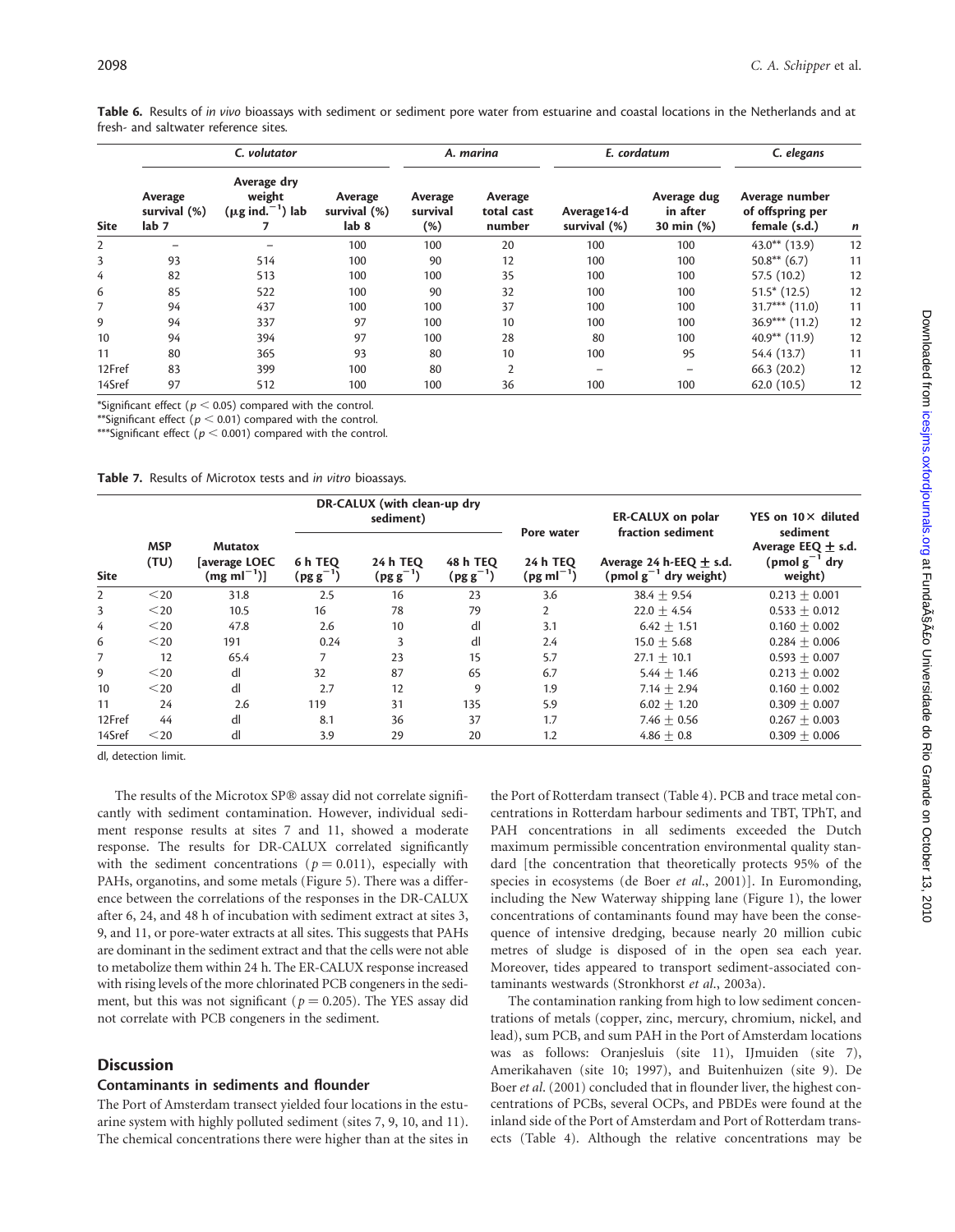**Table 6.** Results of *in vivo* bioassays with sediment or sediment pore water from estuarine and coastal locations in the Netherlands and at fresh- and saltwater reference sites.

| Site | *C. volutator* | | | *A. marina* | | *E. cordatum* | | *C. elegans* | |
|---|---|---|---|---|---|---|---|---|---|
| | Average survival (%) lab 7 | Average dry weight ($\mu$g ind.$^{-1}$) lab 7 | Average survival (%) lab 8 | Average survival (%) | Average total cast number | Average14-d survival (%) | Average dug in after 30 min (%) | Average number of offspring per female (s.d.) | *n* |
| 2 | – | – | 100 | 100 | 20 | 100 | 100 | 43.0** (13.9) | 12 |
| 3 | 93 | 514 | 100 | 90 | 12 | 100 | 100 | 50.8** (6.7) | 11 |
| 4 | 82 | 513 | 100 | 100 | 35 | 100 | 100 | 57.5 (10.2) | 12 |
| 6 | 85 | 522 | 100 | 90 | 32 | 100 | 100 | 51.5* (12.5) | 12 |
| 7 | 94 | 437 | 100 | 100 | 37 | 100 | 100 | 31.7*** (11.0) | 11 |
| 9 | 94 | 337 | 97 | 100 | 10 | 100 | 100 | 36.9*** (11.2) | 12 |
| 10 | 94 | 394 | 97 | 100 | 28 | 80 | 100 | 40.9** (11.9) | 12 |
| 11 | 80 | 365 | 93 | 80 | 10 | 100 | 95 | 54.4 (13.7) | 11 |
| 12Fref | 83 | 399 | 100 | 80 | 2 | – | – | 66.3 (20.2) | 12 |
| 14Sref | 97 | 512 | 100 | 100 | 36 | 100 | 100 | 62.0 (10.5) | 12 |

*Significant effect ($p < 0.05$) compared with the control.
**Significant effect ($p < 0.01$) compared with the control.
***Significant effect ($p < 0.001$) compared with the control.

**Table 7.** Results of Microtox tests and *in vitro* bioassays.

| Site | MSP (TU) | Mutatox [average LOEC (mg ml$^{-1}$)] | DR-CALUX (with clean-up dry sediment) | | | Pore water | ER-CALUX on polar fraction sediment | YES on 10× diluted sediment |
|---|---|---|---|---|---|---|---|---|
| | | | 6 h TEQ (pg g$^{-1}$) | 24 h TEQ (pg g$^{-1}$) | 48 h TEQ (pg g$^{-1}$) | 24 h TEQ (pg ml$^{-1}$) | Average 24 h-EEQ ± s.d. (pmol g$^{-1}$ dry weight) | Average EEQ ± s.d. (pmol g$^{-1}$ dry weight) |
| 2 | <20 | 31.8 | 2.5 | 16 | 23 | 3.6 | 38.4 ± 9.54 | 0.213 ± 0.001 |
| 3 | <20 | 10.5 | 16 | 78 | 79 | 2 | 22.0 ± 4.54 | 0.533 ± 0.012 |
| 4 | <20 | 47.8 | 2.6 | 10 | dl | 3.1 | 6.42 ± 1.51 | 0.160 ± 0.002 |
| 6 | <20 | 191 | 0.24 | 3 | dl | 2.4 | 15.0 ± 5.68 | 0.284 ± 0.006 |
| 7 | 12 | 65.4 | 7 | 23 | 15 | 5.7 | 27.1 ± 10.1 | 0.593 ± 0.007 |
| 9 | <20 | dl | 32 | 87 | 65 | 6.7 | 5.44 ± 1.46 | 0.213 ± 0.002 |
| 10 | <20 | dl | 2.7 | 12 | 9 | 1.9 | 7.14 ± 2.94 | 0.160 ± 0.002 |
| 11 | 24 | 2.6 | 119 | 31 | 135 | 5.9 | 6.02 ± 1.20 | 0.309 ± 0.007 |
| 12Fref | 44 | dl | 8.1 | 36 | 37 | 1.7 | 7.46 ± 0.56 | 0.267 ± 0.003 |
| 14Sref | <20 | dl | 3.9 | 29 | 20 | 1.2 | 4.86 ± 0.8 | 0.309 ± 0.006 |

dl, detection limit.

The results of the Microtox SP® assay did not correlate significantly with sediment contamination. However, individual sediment response results at sites 7 and 11, showed a moderate response. The results for DR-CALUX correlated significantly with the sediment concentrations ($p = 0.011$), especially with PAHs, organotins, and some metals (Figure 5). There was a difference between the correlations of the responses in the DR-CALUX after 6, 24, and 48 h of incubation with sediment extract at sites 3, 9, and 11, or pore-water extracts at all sites. This suggests that PAHs are dominant in the sediment extract and that the cells were not able to metabolize them within 24 h. The ER-CALUX response increased with rising levels of the more chlorinated PCB congeners in the sediment, but this was not significant ($p = 0.205$). The YES assay did not correlate with PCB congeners in the sediment.

## Discussion

### Contaminants in sediments and flounder

The Port of Amsterdam transect yielded four locations in the estuarine system with highly polluted sediment (sites 7, 9, 10, and 11). The chemical concentrations there were higher than at the sites in the Port of Rotterdam transect (Table 4). PCB and trace metal concentrations in Rotterdam harbour sediments and TBT, TPhT, and PAH concentrations in all sediments exceeded the Dutch maximum permissible concentration environmental quality standard [the concentration that theoretically protects 95% of the species in ecosystems (de Boer *et al.*, 2001)]. In Euromonding, including the New Waterway shipping lane (Figure 1), the lower concentrations of contaminants found may have been the consequence of intensive dredging, because nearly 20 million cubic metres of sludge is disposed of in the open sea each year. Moreover, tides appeared to transport sediment-associated contaminants westwards (Stronkhorst *et al.*, 2003a).

The contamination ranking from high to low sediment concentrations of metals (copper, zinc, mercury, chromium, nickel, and lead), sum PCB, and sum PAH in the Port of Amsterdam locations was as follows: Oranjesluis (site 11), IJmuiden (site 7), Amerikahaven (site 10; 1997), and Buitenhuizen (site 9). De Boer *et al.* (2001) concluded that in flounder liver, the highest concentrations of PCBs, several OCPs, and PBDEs were found at the inland side of the Port of Amsterdam and Port of Rotterdam transects (Table 4). Although the relative concentrations may be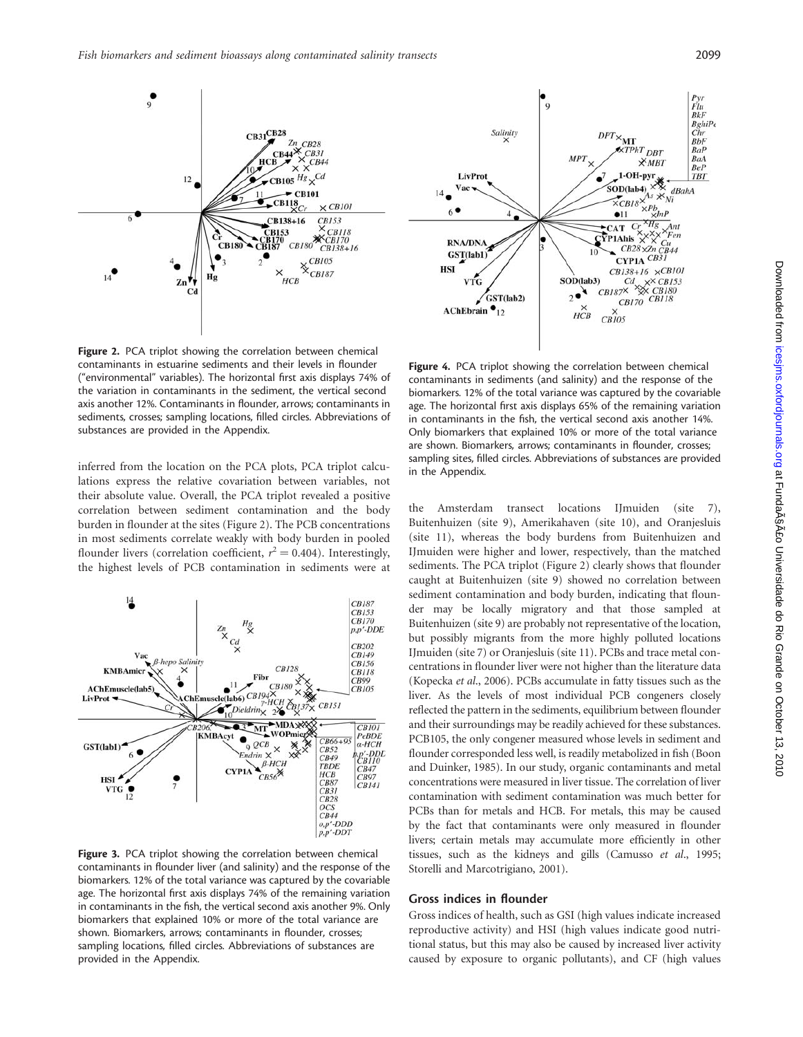Figure 2. PCA triplot showing the correlation between chemical contaminants in estuarine sediments and their levels in flounder ("environmental" variables). The horizontal first axis displays 74% of the variation in contaminants in the sediment, the vertical second axis another 12%. Contaminants in flounder, arrows; contaminants in sediments, crosses; sampling locations, filled circles. Abbreviations of substances are provided in the Appendix.

inferred from the location on the PCA plots, PCA triplot calculations express the relative covariation between variables, not their absolute value. Overall, the PCA triplot revealed a positive correlation between sediment contamination and the body burden in flounder at the sites (Figure 2). The PCB concentrations in most sediments correlate weakly with body burden in pooled flounder livers (correlation coefficient, $r^2 = 0.404$). Interestingly, the highest levels of PCB contamination in sediments were at the Amsterdam transect locations IJmuiden (site 7), Buitenhuizen (site 9), Amerikahaven (site 10), and Oranjesluis (site 11), whereas the body burdens from Buitenhuizen and IJmuiden were higher and lower, respectively, than the matched sediments. The PCA triplot (Figure 2) clearly shows that flounder caught at Buitenhuizen (site 9) showed no correlation between sediment contamination and body burden, indicating that flounder may be locally migratory and that those sampled at Buitenhuizen (site 9) are probably not representative of the location, but possibly migrants from the more highly polluted locations IJmuiden (site 7) or Oranjesluis (site 11). PCBs and trace metal concentrations in flounder liver were not higher than the literature data (Kopecka *et al.*, 2006). PCBs accumulate in fatty tissues such as the liver. As the levels of most individual PCB congeners closely reflected the pattern in the sediments, equilibrium between flounder and their surroundings may be readily achieved for these substances. PCB105, the only congener measured whose levels in sediment and flounder corresponded less well, is readily metabolized in fish (Boon and Duinker, 1985). In our study, organic contaminants and metal concentrations were measured in liver tissue. The correlation of liver contamination with sediment contamination was much better for PCBs than for metals and HCB. For metals, this may be caused by the fact that contaminants were only measured in flounder livers; certain metals may accumulate more efficiently in other tissues, such as the kidneys and gills (Camusso *et al.*, 1995; Storelli and Marcotrigiano, 2001).

Figure 3. PCA triplot showing the correlation between chemical contaminants in flounder liver (and salinity) and the response of the biomarkers. 12% of the total variance was captured by the covariable age. The horizontal first axis displays 74% of the remaining variation in contaminants in the fish, the vertical second axis another 9%. Only biomarkers that explained 10% or more of the total variance are shown. Biomarkers, arrows; contaminants in flounder, crosses; sampling locations, filled circles. Abbreviations of substances are provided in the Appendix.

Figure 4. PCA triplot showing the correlation between chemical contaminants in sediments (and salinity) and the response of the biomarkers. 12% of the total variance was captured by the covariable age. The horizontal first axis displays 65% of the remaining variation in contaminants in the fish, the vertical second axis another 14%. Only biomarkers that explained 10% or more of the total variance are shown. Biomarkers, arrows; contaminants in flounder, crosses; sampling sites, filled circles. Abbreviations of substances are provided in the Appendix.

## Gross indices in flounder

Gross indices of health, such as GSI (high values indicate increased reproductive activity) and HSI (high values indicate good nutritional status, but this may also be caused by increased liver activity caused by exposure to organic pollutants), and CF (high values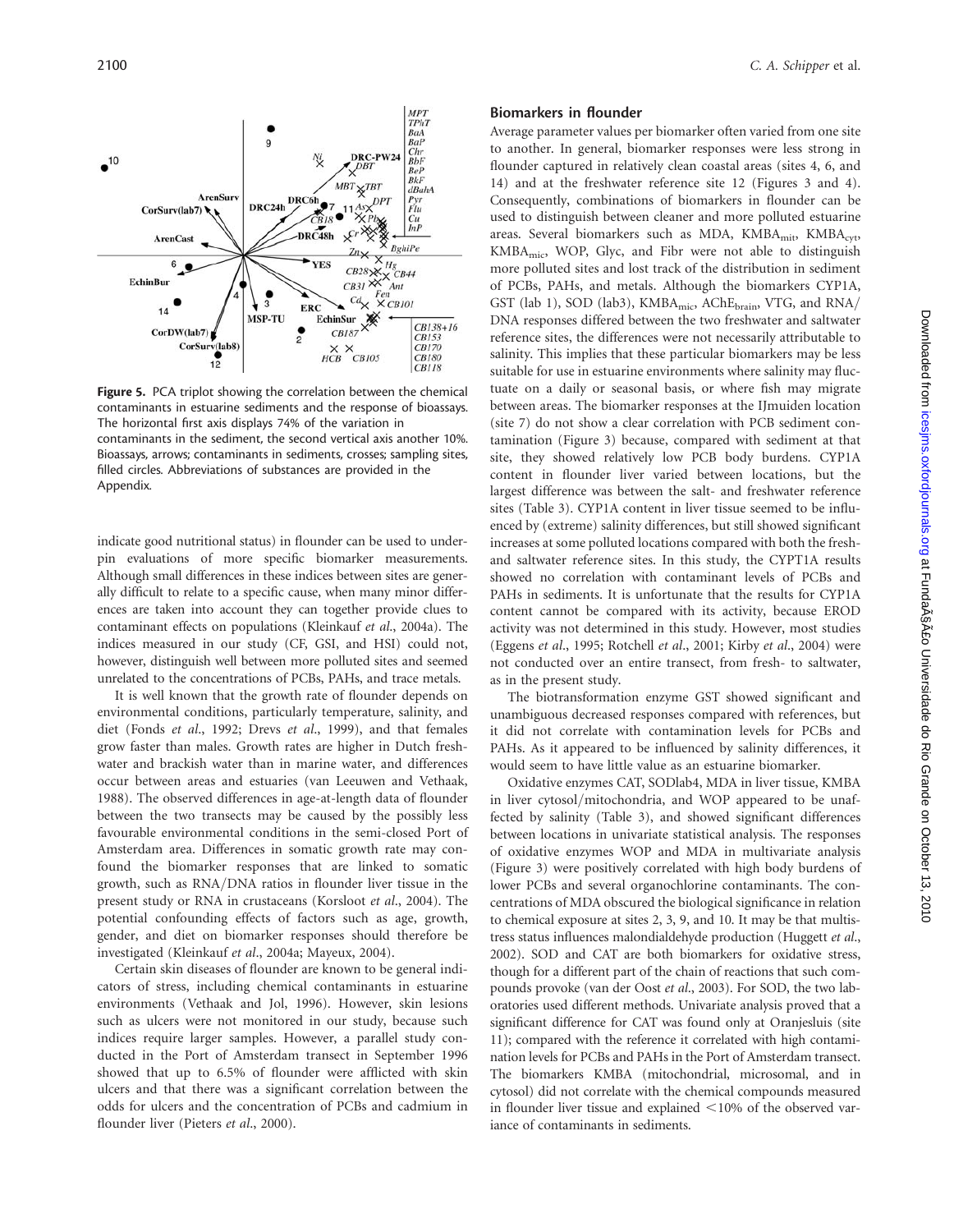Figure 5. PCA triplot showing the correlation between the chemical contaminants in estuarine sediments and the response of bioassays. The horizontal first axis displays 74% of the variation in contaminants in the sediment, the second vertical axis another 10%. Bioassays, arrows; contaminants in sediments, crosses; sampling sites, filled circles. Abbreviations of substances are provided in the Appendix.

indicate good nutritional status) in flounder can be used to underpin evaluations of more specific biomarker measurements. Although small differences in these indices between sites are generally difficult to relate to a specific cause, when many minor differences are taken into account they can together provide clues to contaminant effects on populations (Kleinkauf *et al*., 2004a). The indices measured in our study (CF, GSI, and HSI) could not, however, distinguish well between more polluted sites and seemed unrelated to the concentrations of PCBs, PAHs, and trace metals.

It is well known that the growth rate of flounder depends on environmental conditions, particularly temperature, salinity, and diet (Fonds *et al*., 1992; Drevs *et al*., 1999), and that females grow faster than males. Growth rates are higher in Dutch freshwater and brackish water than in marine water, and differences occur between areas and estuaries (van Leeuwen and Vethaak, 1988). The observed differences in age-at-length data of flounder between the two transects may be caused by the possibly less favourable environmental conditions in the semi-closed Port of Amsterdam area. Differences in somatic growth rate may confound the biomarker responses that are linked to somatic growth, such as RNA/DNA ratios in flounder liver tissue in the present study or RNA in crustaceans (Korsloot *et al*., 2004). The potential confounding effects of factors such as age, growth, gender, and diet on biomarker responses should therefore be investigated (Kleinkauf *et al*., 2004a; Mayeux, 2004).

Certain skin diseases of flounder are known to be general indicators of stress, including chemical contaminants in estuarine environments (Vethaak and Jol, 1996). However, skin lesions such as ulcers were not monitored in our study, because such indices require larger samples. However, a parallel study conducted in the Port of Amsterdam transect in September 1996 showed that up to 6.5% of flounder were afflicted with skin ulcers and that there was a significant correlation between the odds for ulcers and the concentration of PCBs and cadmium in flounder liver (Pieters *et al*., 2000).

### Biomarkers in flounder

Average parameter values per biomarker often varied from one site to another. In general, biomarker responses were less strong in flounder captured in relatively clean coastal areas (sites 4, 6, and 14) and at the freshwater reference site 12 (Figures 3 and 4). Consequently, combinations of biomarkers in flounder can be used to distinguish between cleaner and more polluted estuarine areas. Several biomarkers such as MDA, $KMBA_{mit}$, $KMBA_{cyt}$, $KMBA_{mic}$, WOP, Glyc, and Fibr were not able to distinguish more polluted sites and lost track of the distribution in sediment of PCBs, PAHs, and metals. Although the biomarkers CYP1A, GST (lab 1), SOD (lab3), $KMBA_{mic}$, $AChE_{brain}$, VTG, and RNA/DNA responses differed between the two freshwater and saltwater reference sites, the differences were not necessarily attributable to salinity. This implies that these particular biomarkers may be less suitable for use in estuarine environments where salinity may fluctuate on a daily or seasonal basis, or where fish may migrate between areas. The biomarker responses at the IJmuiden location (site 7) do not show a clear correlation with PCB sediment contamination (Figure 3) because, compared with sediment at that site, they showed relatively low PCB body burdens. CYP1A content in flounder liver varied between locations, but the largest difference was between the salt- and freshwater reference sites (Table 3). CYP1A content in liver tissue seemed to be influenced by (extreme) salinity differences, but still showed significant increases at some polluted locations compared with both the fresh- and saltwater reference sites. In this study, the CYPT1A results showed no correlation with contaminant levels of PCBs and PAHs in sediments. It is unfortunate that the results for CYP1A content cannot be compared with its activity, because EROD activity was not determined in this study. However, most studies (Eggens *et al*., 1995; Rotchell *et al*., 2001; Kirby *et al*., 2004) were not conducted over an entire transect, from fresh- to saltwater, as in the present study.

The biotransformation enzyme GST showed significant and unambiguous decreased responses compared with references, but it did not correlate with contamination levels for PCBs and PAHs. As it appeared to be influenced by salinity differences, it would seem to have little value as an estuarine biomarker.

Oxidative enzymes CAT, SODlab4, MDA in liver tissue, KMBA in liver cytosol/mitochondria, and WOP appeared to be unaffected by salinity (Table 3), and showed significant differences between locations in univariate statistical analysis. The responses of oxidative enzymes WOP and MDA in multivariate analysis (Figure 3) were positively correlated with high body burdens of lower PCBs and several organochlorine contaminants. The concentrations of MDA obscured the biological significance in relation to chemical exposure at sites 2, 3, 9, and 10. It may be that multistress status influences malondialdehyde production (Huggett *et al*., 2002). SOD and CAT are both biomarkers for oxidative stress, though for a different part of the chain of reactions that such compounds provoke (van der Oost *et al*., 2003). For SOD, the two laboratories used different methods. Univariate analysis proved that a significant difference for CAT was found only at Oranjesluis (site 11); compared with the reference it correlated with high contamination levels for PCBs and PAHs in the Port of Amsterdam transect. The biomarkers KMBA (mitochondrial, microsomal, and in cytosol) did not correlate with the chemical compounds measured in flounder liver tissue and explained <10% of the observed variance of contaminants in sediments.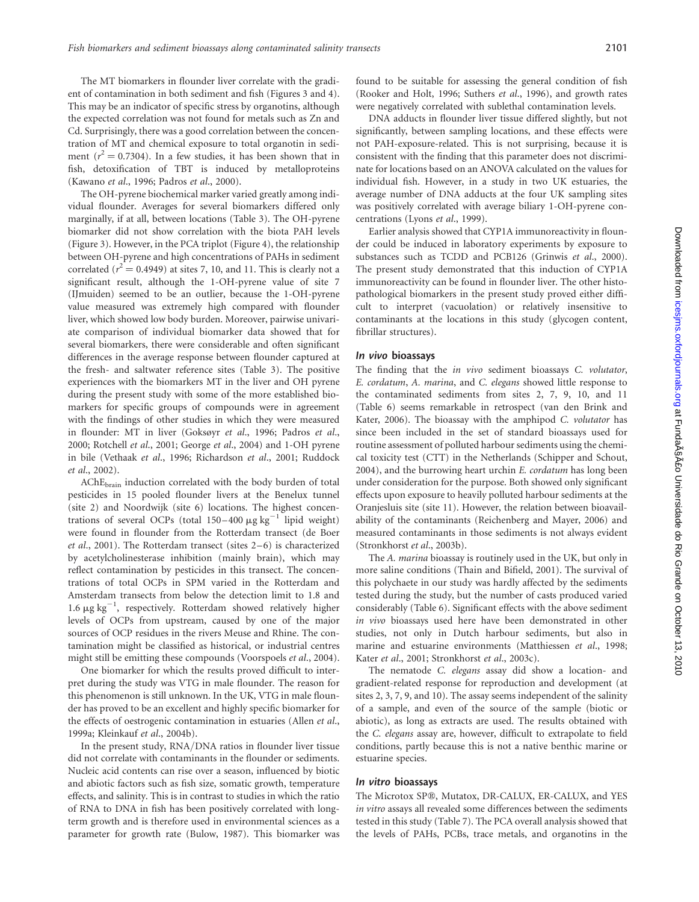The MT biomarkers in flounder liver correlate with the gradient of contamination in both sediment and fish (Figures 3 and 4). This may be an indicator of specific stress by organotins, although the expected correlation was not found for metals such as Zn and Cd. Surprisingly, there was a good correlation between the concentration of MT and chemical exposure to total organotin in sediment ($r^2 = 0.7304$). In a few studies, it has been shown that in fish, detoxification of TBT is induced by metalloproteins (Kawano *et al*., 1996; Padros *et al*., 2000).

The OH-pyrene biochemical marker varied greatly among individual flounder. Averages for several biomarkers differed only marginally, if at all, between locations (Table 3). The OH-pyrene biomarker did not show correlation with the biota PAH levels (Figure 3). However, in the PCA triplot (Figure 4), the relationship between OH-pyrene and high concentrations of PAHs in sediment correlated ($r^2 = 0.4949$) at sites 7, 10, and 11. This is clearly not a significant result, although the 1-OH-pyrene value of site 7 (IJmuiden) seemed to be an outlier, because the 1-OH-pyrene value measured was extremely high compared with flounder liver, which showed low body burden. Moreover, pairwise univariate comparison of individual biomarker data showed that for several biomarkers, there were considerable and often significant differences in the average response between flounder captured at the fresh- and saltwater reference sites (Table 3). The positive experiences with the biomarkers MT in the liver and OH pyrene during the present study with some of the more established biomarkers for specific groups of compounds were in agreement with the findings of other studies in which they were measured in flounder: MT in liver (Goksøyr *et al*., 1996; Padros *et al*., 2000; Rotchell *et al*., 2001; George *et al*., 2004) and 1-OH pyrene in bile (Vethaak *et al*., 1996; Richardson *et al*., 2001; Ruddock *et al*., 2002).

$AChE_{brain}$ induction correlated with the body burden of total pesticides in 15 pooled flounder livers at the Benelux tunnel (site 2) and Noordwijk (site 6) locations. The highest concentrations of several OCPs (total 150–400 μg kg$^{-1}$ lipid weight) were found in flounder from the Rotterdam transect (de Boer *et al*., 2001). The Rotterdam transect (sites 2–6) is characterized by acetylcholinesterase inhibition (mainly brain), which may reflect contamination by pesticides in this transect. The concentrations of total OCPs in SPM varied in the Rotterdam and Amsterdam transects from below the detection limit to 1.8 and 1.6 μg kg$^{-1}$, respectively. Rotterdam showed relatively higher levels of OCPs from upstream, caused by one of the major sources of OCP residues in the rivers Meuse and Rhine. The contamination might be classified as historical, or industrial centres might still be emitting these compounds (Voorspoels *et al*., 2004).

One biomarker for which the results proved difficult to interpret during the study was VTG in male flounder. The reason for this phenomenon is still unknown. In the UK, VTG in male flounder has proved to be an excellent and highly specific biomarker for the effects of oestrogenic contamination in estuaries (Allen *et al*., 1999a; Kleinkauf *et al*., 2004b).

In the present study, RNA/DNA ratios in flounder liver tissue did not correlate with contaminants in the flounder or sediments. Nucleic acid contents can rise over a season, influenced by biotic and abiotic factors such as fish size, somatic growth, temperature effects, and salinity. This is in contrast to studies in which the ratio of RNA to DNA in fish has been positively correlated with long-term growth and is therefore used in environmental sciences as a parameter for growth rate (Bulow, 1987). This biomarker was found to be suitable for assessing the general condition of fish (Rooker and Holt, 1996; Suthers *et al*., 1996), and growth rates were negatively correlated with sublethal contamination levels.

DNA adducts in flounder liver tissue differed slightly, but not significantly, between sampling locations, and these effects were not PAH-exposure-related. This is not surprising, because it is consistent with the finding that this parameter does not discriminate for locations based on an ANOVA calculated on the values for individual fish. However, in a study in two UK estuaries, the average number of DNA adducts at the four UK sampling sites was positively correlated with average biliary 1-OH-pyrene concentrations (Lyons *et al*., 1999).

Earlier analysis showed that CYP1A immunoreactivity in flounder could be induced in laboratory experiments by exposure to substances such as TCDD and PCB126 (Grinwis *et al*., 2000). The present study demonstrated that this induction of CYP1A immunoreactivity can be found in flounder liver. The other histopathological biomarkers in the present study proved either difficult to interpret (vacuolation) or relatively insensitive to contaminants at the locations in this study (glycogen content, fibrillar structures).

### *In vivo* bioassays

The finding that the *in vivo* sediment bioassays *C. volutator*, *E. cordatum*, *A. marina*, and *C. elegans* showed little response to the contaminated sediments from sites 2, 7, 9, 10, and 11 (Table 6) seems remarkable in retrospect (van den Brink and Kater, 2006). The bioassay with the amphipod *C. volutator* has since been included in the set of standard bioassays used for routine assessment of polluted harbour sediments using the chemical toxicity test (CTT) in the Netherlands (Schipper and Schout, 2004), and the burrowing heart urchin *E. cordatum* has long been under consideration for the purpose. Both showed only significant effects upon exposure to heavily polluted harbour sediments at the Oranjesluis site (site 11). However, the relation between bioavailability of the contaminants (Reichenberg and Mayer, 2006) and measured contaminants in those sediments is not always evident (Stronkhorst *et al*., 2003b).

The *A. marina* bioassay is routinely used in the UK, but only in more saline conditions (Thain and Bifield, 2001). The survival of this polychaete in our study was hardly affected by the sediments tested during the study, but the number of casts produced varied considerably (Table 6). Significant effects with the above sediment *in vivo* bioassays used here have been demonstrated in other studies, not only in Dutch harbour sediments, but also in marine and estuarine environments (Matthiessen *et al*., 1998; Kater *et al*., 2001; Stronkhorst *et al*., 2003c).

The nematode *C. elegans* assay did show a location- and gradient-related response for reproduction and development (at sites 2, 3, 7, 9, and 10). The assay seems independent of the salinity of a sample, and even of the source of the sample (biotic or abiotic), as long as extracts are used. The results obtained with the *C. elegans* assay are, however, difficult to extrapolate to field conditions, partly because this is not a native benthic marine or estuarine species.

### *In vitro* bioassays

The Microtox SP®, Mutatox, DR-CALUX, ER-CALUX, and YES *in vitro* assays all revealed some differences between the sediments tested in this study (Table 7). The PCA overall analysis showed that the levels of PAHs, PCBs, trace metals, and organotins in the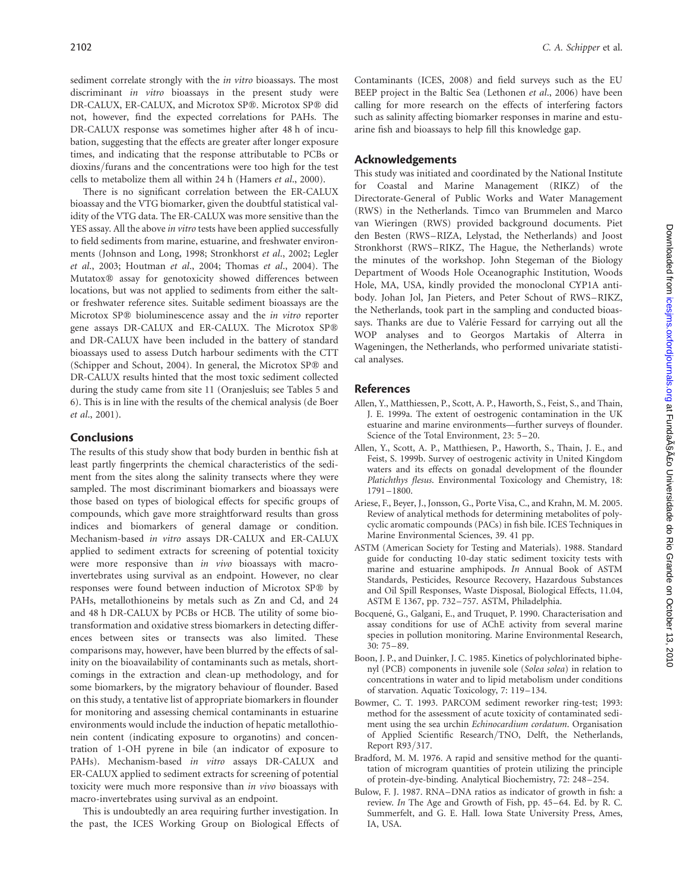sediment correlate strongly with the *in vitro* bioassays. The most discriminant *in vitro* bioassays in the present study were DR-CALUX, ER-CALUX, and Microtox SP®. Microtox SP® did not, however, find the expected correlations for PAHs. The DR-CALUX response was sometimes higher after 48 h of incubation, suggesting that the effects are greater after longer exposure times, and indicating that the response attributable to PCBs or dioxins/furans and the concentrations were too high for the test cells to metabolize them all within 24 h (Hamers *et al*., 2000).

There is no significant correlation between the ER-CALUX bioassay and the VTG biomarker, given the doubtful statistical validity of the VTG data. The ER-CALUX was more sensitive than the YES assay. All the above *in vitro* tests have been applied successfully to field sediments from marine, estuarine, and freshwater environments (Johnson and Long, 1998; Stronkhorst *et al*., 2002; Legler *et al*., 2003; Houtman *et al*., 2004; Thomas *et al*., 2004). The Mutatox® assay for genotoxicity showed differences between locations, but was not applied to sediments from either the salt- or freshwater reference sites. Suitable sediment bioassays are the Microtox SP® bioluminescence assay and the *in vitro* reporter gene assays DR-CALUX and ER-CALUX. The Microtox SP® and DR-CALUX have been included in the battery of standard bioassays used to assess Dutch harbour sediments with the CTT (Schipper and Schout, 2004). In general, the Microtox SP® and DR-CALUX results hinted that the most toxic sediment collected during the study came from site 11 (Oranjesluis; see Tables 5 and 6). This is in line with the results of the chemical analysis (de Boer *et al*., 2001).

## Conclusions

The results of this study show that body burden in benthic fish at least partly fingerprints the chemical characteristics of the sediment from the sites along the salinity transects where they were sampled. The most discriminant biomarkers and bioassays were those based on types of biological effects for specific groups of compounds, which gave more straightforward results than gross indices and biomarkers of general damage or condition. Mechanism-based *in vitro* assays DR-CALUX and ER-CALUX applied to sediment extracts for screening of potential toxicity were more responsive than *in vivo* bioassays with macro-invertebrates using survival as an endpoint. However, no clear responses were found between induction of Microtox SP® by PAHs, metallothioneins by metals such as Zn and Cd, and 24 and 48 h DR-CALUX by PCBs or HCB. The utility of some biotransformation and oxidative stress biomarkers in detecting differences between sites or transects was also limited. These comparisons may, however, have been blurred by the effects of salinity on the bioavailability of contaminants such as metals, shortcomings in the extraction and clean-up methodology, and for some biomarkers, by the migratory behaviour of flounder. Based on this study, a tentative list of appropriate biomarkers in flounder for monitoring and assessing chemical contaminants in estuarine environments would include the induction of hepatic metallothionein content (indicating exposure to organotins) and concentration of 1-OH pyrene in bile (an indicator of exposure to PAHs). Mechanism-based *in vitro* assays DR-CALUX and ER-CALUX applied to sediment extracts for screening of potential toxicity were much more responsive than *in vivo* bioassays with macro-invertebrates using survival as an endpoint.

This is undoubtedly an area requiring further investigation. In the past, the ICES Working Group on Biological Effects of Contaminants (ICES, 2008) and field surveys such as the EU BEEP project in the Baltic Sea (Lethonen *et al*., 2006) have been calling for more research on the effects of interfering factors such as salinity affecting biomarker responses in marine and estuarine fish and bioassays to help fill this knowledge gap.

## Acknowledgements

This study was initiated and coordinated by the National Institute for Coastal and Marine Management (RIKZ) of the Directorate-General of Public Works and Water Management (RWS) in the Netherlands. Timco van Brummelen and Marco van Wieringen (RWS) provided background documents. Piet den Besten (RWS–RIZA, Lelystad, the Netherlands) and Joost Stronkhorst (RWS–RIKZ, The Hague, the Netherlands) wrote the minutes of the workshop. John Stegeman of the Biology Department of Woods Hole Oceanographic Institution, Woods Hole, MA, USA, kindly provided the monoclonal CYP1A antibody. Johan Jol, Jan Pieters, and Peter Schout of RWS–RIKZ, the Netherlands, took part in the sampling and conducted bioassays. Thanks are due to Valérie Fessard for carrying out all the WOP analyses and to Georgos Martakis of Alterra in Wageningen, the Netherlands, who performed univariate statistical analyses.

## References

Allen, Y., Matthiessen, P., Scott, A. P., Haworth, S., Feist, S., and Thain, J. E. 1999a. The extent of oestrogenic contamination in the UK estuarine and marine environments—further surveys of flounder. Science of the Total Environment, 23: 5–20.

Allen, Y., Scott, A. P., Matthiesen, P., Haworth, S., Thain, J. E., and Feist, S. 1999b. Survey of oestrogenic activity in United Kingdom waters and its effects on gonadal development of the flounder *Platichthys flesus*. Environmental Toxicology and Chemistry, 18: 1791–1800.

Ariese, F., Beyer, J., Jonsson, G., Porte Visa, C., and Krahn, M. M. 2005. Review of analytical methods for determining metabolites of polycyclic aromatic compounds (PACs) in fish bile. ICES Techniques in Marine Environmental Sciences, 39. 41 pp.

ASTM (American Society for Testing and Materials). 1988. Standard guide for conducting 10-day static sediment toxicity tests with marine and estuarine amphipods. *In* Annual Book of ASTM Standards, Pesticides, Resource Recovery, Hazardous Substances and Oil Spill Responses, Waste Disposal, Biological Effects, 11.04, ASTM E 1367, pp. 732–757. ASTM, Philadelphia.

Bocquené, G., Galgani, E., and Truquet, P. 1990. Characterisation and assay conditions for use of AChE activity from several marine species in pollution monitoring. Marine Environmental Research, 30: 75–89.

Boon, J. P., and Duinker, J. C. 1985. Kinetics of polychlorinated biphenyl (PCB) components in juvenile sole (*Solea solea*) in relation to concentrations in water and to lipid metabolism under conditions of starvation. Aquatic Toxicology, 7: 119–134.

Bowmer, C. T. 1993. PARCOM sediment reworker ring-test; 1993: method for the assessment of acute toxicity of contaminated sediment using the sea urchin *Echinocardium cordatum*. Organisation of Applied Scientific Research/TNO, Delft, the Netherlands, Report R93/317.

Bradford, M. M. 1976. A rapid and sensitive method for the quantitation of microgram quantities of protein utilizing the principle of protein-dye-binding. Analytical Biochemistry, 72: 248–254.

Bulow, F. J. 1987. RNA–DNA ratios as indicator of growth in fish: a review. *In* The Age and Growth of Fish, pp. 45–64. Ed. by R. C. Summerfelt, and G. E. Hall. Iowa State University Press, Ames, IA, USA.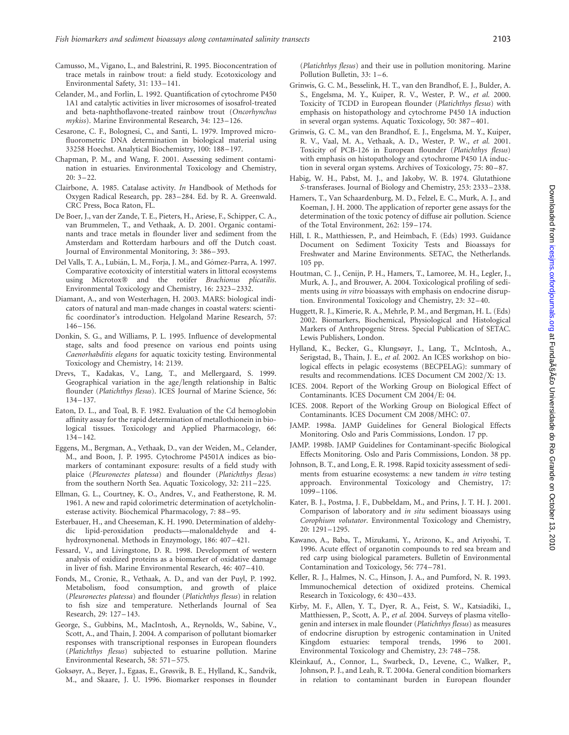Camusso, M., Vigano, L., and Balestrini, R. 1995. Bioconcentration of trace metals in rainbow trout: a field study. Ecotoxicology and Environmental Safety, 31: 133–141.

Celander, M., and Forlin, L. 1992. Quantification of cytochrome P450 1A1 and catalytic activities in liver microsomes of isosafrol-treated and beta-naphthoflavone-treated rainbow trout (*Oncorhynchus mykiss*). Marine Environmental Research, 34: 123–126.

Cesarone, C. F., Bolognesi, C., and Santi, L. 1979. Improved microfluorometric DNA determination in biological material using 33258 Hoechst. Analytical Biochemistry, 100: 188–197.

Chapman, P. M., and Wang, F. 2001. Assessing sediment contamination in estuaries. Environmental Toxicology and Chemistry, 20: 3–22.

Clairbone, A. 1985. Catalase activity. *In* Handbook of Methods for Oxygen Radical Research, pp. 283–284. Ed. by R. A. Greenwald. CRC Press, Boca Raton, FL.

De Boer, J., van der Zande, T. E., Pieters, H., Ariese, F., Schipper, C. A., van Brummelen, T., and Vethaak, A. D. 2001. Organic contaminants and trace metals in flounder liver and sediment from the Amsterdam and Rotterdam harbours and off the Dutch coast. Journal of Environmental Monitoring, 3: 386–393.

Del Valls, T. A., Lubián, L. M., Forja, J. M., and Gómez-Parra, A. 1997. Comparative ecotoxicity of interstitial waters in littoral ecosystems using Microtox® and the rotifer *Brachionus plicatilis*. Environmental Toxicology and Chemistry, 16: 2323–2332.

Diamant, A., and von Westerhagen, H. 2003. MARS: biological indicators of natural and man-made changes in coastal waters: scientific coordinator's introduction. Helgoland Marine Research, 57: 146–156.

Donkin, S. G., and Williams, P. L. 1995. Influence of developmental stage, salts and food presence on various end points using *Caenorhabditis elegans* for aquatic toxicity testing. Environmental Toxicology and Chemistry, 14: 2139.

Drevs, T., Kadakas, V., Lang, T., and Mellergaard, S. 1999. Geographical variation in the age/length relationship in Baltic flounder (*Platichthys flesus*). ICES Journal of Marine Science, 56: 134–137.

Eaton, D. L., and Toal, B. F. 1982. Evaluation of the Cd hemoglobin affinity assay for the rapid determination of metallothionein in biological tissues. Toxicology and Applied Pharmacology, 66: 134–142.

Eggens, M., Bergman, A., Vethaak, D., van der Weiden, M., Celander, M., and Boon, J. P. 1995. Cytochrome P4501A indices as biomarkers of contaminant exposure: results of a field study with plaice (*Pleuronectes platessa*) and flounder (*Platichthys flesus*) from the southern North Sea. Aquatic Toxicology, 32: 211–225.

Ellman, G. L., Courtney, K. O., Andres, V., and Featherstone, R. M. 1961. A new and rapid colorimetric determination of acetylcholinesterase activity. Biochemical Pharmacology, 7: 88–95.

Esterbauer, H., and Cheeseman, K. H. 1990. Determination of aldehydic lipid-peroxidation products—malonaldehyde and 4-hydroxynonenal. Methods in Enzymology, 186: 407–421.

Fessard, V., and Livingstone, D. R. 1998. Development of western analysis of oxidized proteins as a biomarker of oxidative damage in liver of fish. Marine Environmental Research, 46: 407–410.

Fonds, M., Cronie, R., Vethaak, A. D., and van der Puyl, P. 1992. Metabolism, food consumption, and growth of plaice (*Pleuronectes platessa*) and flounder (*Platichthys flesus*) in relation to fish size and temperature. Netherlands Journal of Sea Research, 29: 127–143.

George, S., Gubbins, M., MacIntosh, A., Reynolds, W., Sabine, V., Scott, A., and Thain, J. 2004. A comparison of pollutant biomarker responses with transcriptional responses in European flounders (*Platichthys flesus*) subjected to estuarine pollution. Marine Environmental Research, 58: 571–575.

Goksøyr, A., Beyer, J., Egaas, E., Grøsvik, B. E., Hylland, K., Sandvik, M., and Skaare, J. U. 1996. Biomarker responses in flounder (*Platichthys flesus*) and their use in pollution monitoring. Marine Pollution Bulletin, 33: 1–6.

Grinwis, G. C. M., Besselink, H. T., van den Brandhof, E. J., Bulder, A. S., Engelsma, M. Y., Kuiper, R. V., Wester, P. W., *et al.* 2000. Toxicity of TCDD in European flounder (*Platichthys flesus*) with emphasis on histopathology and cytochrome P450 1A induction in several organ systems. Aquatic Toxicology, 50: 387–401.

Grinwis, G. C. M., van den Brandhof, E. J., Engelsma, M. Y., Kuiper, R. V., Vaal, M. A., Vethaak, A. D., Wester, P. W., *et al.* 2001. Toxicity of PCB-126 in European flounder (*Platichthys flesus*) with emphasis on histopathology and cytochrome P450 1A induction in several organ systems. Archives of Toxicology, 75: 80–87.

Habig, W. H., Pabst, M. J., and Jakoby, W. B. 1974. Glutathione *S*-transferases. Journal of Biology and Chemistry, 253: 2333–2338.

Hamers, T., Van Schaardenburg, M. D., Felzel, E. C., Murk, A. J., and Koeman, J. H. 2000. The application of reporter gene assays for the determination of the toxic potency of diffuse air pollution. Science of the Total Environment, 262: 159–174.

Hill, I. R., Matthiessen, P., and Heimbach, F. (Eds) 1993. Guidance Document on Sediment Toxicity Tests and Bioassays for Freshwater and Marine Environments. SETAC, the Netherlands. 105 pp.

Houtman, C. J., Cenijn, P. H., Hamers, T., Lamoree, M. H., Legler, J., Murk, A. J., and Brouwer, A. 2004. Toxicological profiling of sediments using *in vitro* bioassays with emphasis on endocrine disruption. Environmental Toxicology and Chemistry, 23: 32–40.

Huggett, R. J., Kimerie, R. A., Mehrle, P. M., and Bergman, H. L. (Eds) 2002. Biomarkers, Biochemical, Physiological and Histological Markers of Anthropogenic Stress. Special Publication of SETAC. Lewis Publishers, London.

Hylland, K., Becker, G., Klungsøyr, J., Lang, T., McIntosh, A., Serigstad, B., Thain, J. E., *et al.* 2002. An ICES workshop on biological effects in pelagic ecosystems (BECPELAG): summary of results and recommendations. ICES Document CM 2002/X: 13.

ICES. 2004. Report of the Working Group on Biological Effect of Contaminants. ICES Document CM 2004/E: 04.

ICES. 2008. Report of the Working Group on Biological Effect of Contaminants. ICES Document CM 2008/MHC: 07.

JAMP. 1998a. JAMP Guidelines for General Biological Effects Monitoring. Oslo and Paris Commissions, London. 17 pp.

JAMP. 1998b. JAMP Guidelines for Contaminant-specific Biological Effects Monitoring. Oslo and Paris Commissions, London. 38 pp.

Johnson, B. T., and Long, E. R. 1998. Rapid toxicity assessment of sediments from estuarine ecosystems: a new tandem *in vitro* testing approach. Environmental Toxicology and Chemistry, 17: 1099–1106.

Kater, B. J., Postma, J. F., Dubbeldam, M., and Prins, J. T. H. J. 2001. Comparison of laboratory and *in situ* sediment bioassays using *Corophium volutator*. Environmental Toxicology and Chemistry, 20: 1291–1295.

Kawano, A., Baba, T., Mizukami, Y., Arizono, K., and Ariyoshi, T. 1996. Acute effect of organotin compounds to red sea bream and red carp using biological parameters. Bulletin of Environmental Contamination and Toxicology, 56: 774–781.

Keller, R. J., Halmes, N. C., Hinson, J. A., and Pumford, N. R. 1993. Immunochemical detection of oxidized proteins. Chemical Research in Toxicology, 6: 430–433.

Kirby, M. F., Allen, Y. T., Dyer, R. A., Feist, S. W., Katsiadiki, I., Matthiessen, P., Scott, A. P., *et al.* 2004. Surveys of plasma vitellogenin and intersex in male flounder (*Platichthys flesus*) as measures of endocrine disruption by estrogenic contamination in United Kingdom estuaries: temporal trends, 1996 to 2001. Environmental Toxicology and Chemistry, 23: 748–758.

Kleinkauf, A., Connor, L., Swarbeck, D., Levene, C., Walker, P., Johnson, P. J., and Leah, R. T. 2004a. General condition biomarkers in relation to contaminant burden in European flounder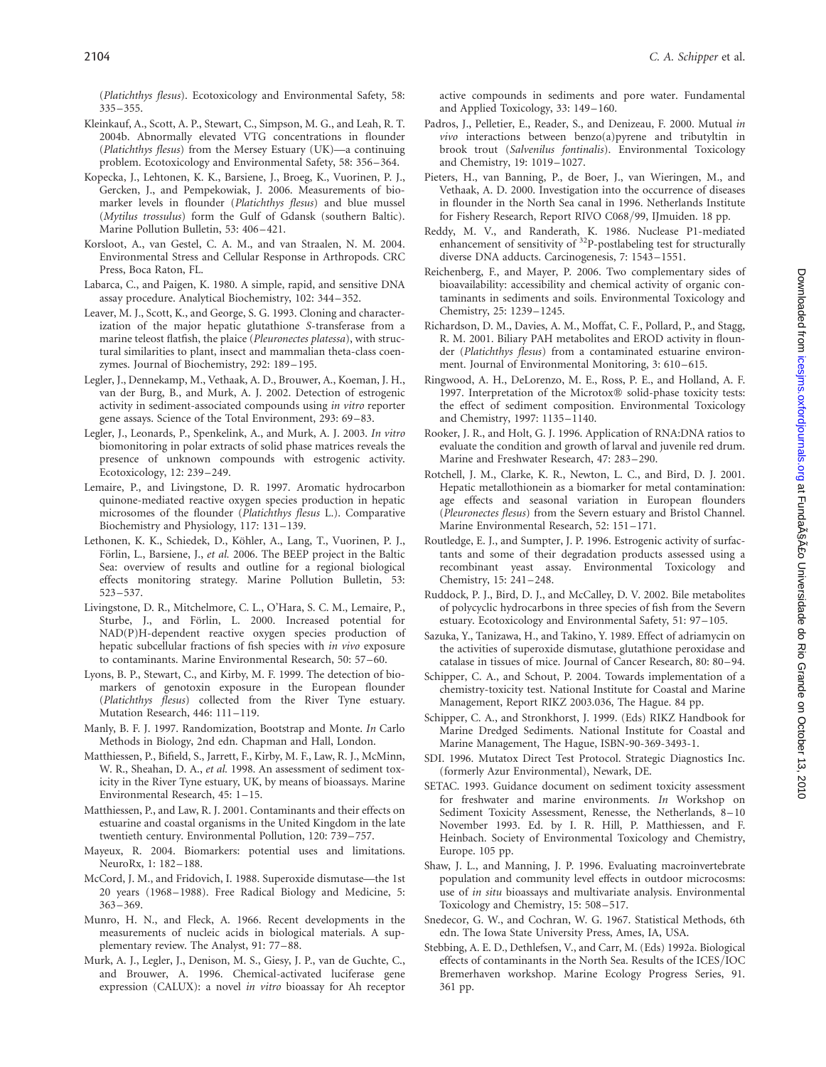(*Platichthys flesus*). Ecotoxicology and Environmental Safety, 58: 335–355.

Kleinkauf, A., Scott, A. P., Stewart, C., Simpson, M. G., and Leah, R. T. 2004b. Abnormally elevated VTG concentrations in flounder (*Platichthys flesus*) from the Mersey Estuary (UK)—a continuing problem. Ecotoxicology and Environmental Safety, 58: 356–364.

Kopecka, J., Lehtonen, K. K., Barsiene, J., Broeg, K., Vuorinen, P. J., Gercken, J., and Pempekowiak, J. 2006. Measurements of biomarker levels in flounder (*Platichthys flesus*) and blue mussel (*Mytilus trossulus*) form the Gulf of Gdansk (southern Baltic). Marine Pollution Bulletin, 53: 406–421.

Korsloot, A., van Gestel, C. A. M., and van Straalen, N. M. 2004. Environmental Stress and Cellular Response in Arthropods. CRC Press, Boca Raton, FL.

Labarca, C., and Paigen, K. 1980. A simple, rapid, and sensitive DNA assay procedure. Analytical Biochemistry, 102: 344–352.

Leaver, M. J., Scott, K., and George, S. G. 1993. Cloning and characterization of the major hepatic glutathione *S*-transferase from a marine teleost flatfish, the plaice (*Pleuronectes platessa*), with structural similarities to plant, insect and mammalian theta-class coenzymes. Journal of Biochemistry, 292: 189–195.

Legler, J., Dennekamp, M., Vethaak, A. D., Brouwer, A., Koeman, J. H., van der Burg, B., and Murk, A. J. 2002. Detection of estrogenic activity in sediment-associated compounds using *in vitro* reporter gene assays. Science of the Total Environment, 293: 69–83.

Legler, J., Leonards, P., Spenkelink, A., and Murk, A. J. 2003. *In vitro* biomonitoring in polar extracts of solid phase matrices reveals the presence of unknown compounds with estrogenic activity. Ecotoxicology, 12: 239–249.

Lemaire, P., and Livingstone, D. R. 1997. Aromatic hydrocarbon quinone-mediated reactive oxygen species production in hepatic microsomes of the flounder (*Platichthys flesus* L.). Comparative Biochemistry and Physiology, 117: 131–139.

Lethonen, K. K., Schiedek, D., Köhler, A., Lang, T., Vuorinen, P. J., Förlin, L., Barsiene, J., *et al.* 2006. The BEEP project in the Baltic Sea: overview of results and outline for a regional biological effects monitoring strategy. Marine Pollution Bulletin, 53: 523–537.

Livingstone, D. R., Mitchelmore, C. L., O'Hara, S. C. M., Lemaire, P., Sturbe, J., and Förlin, L. 2000. Increased potential for NAD(P)H-dependent reactive oxygen species production of hepatic subcellular fractions of fish species with *in vivo* exposure to contaminants. Marine Environmental Research, 50: 57–60.

Lyons, B. P., Stewart, C., and Kirby, M. F. 1999. The detection of biomarkers of genotoxin exposure in the European flounder (*Platichthys flesus*) collected from the River Tyne estuary. Mutation Research, 446: 111–119.

Manly, B. F. J. 1997. Randomization, Bootstrap and Monte. *In* Carlo Methods in Biology, 2nd edn. Chapman and Hall, London.

Matthiessen, P., Bifield, S., Jarrett, F., Kirby, M. F., Law, R. J., McMinn, W. R., Sheahan, D. A., *et al.* 1998. An assessment of sediment toxicity in the River Tyne estuary, UK, by means of bioassays. Marine Environmental Research, 45: 1–15.

Matthiessen, P., and Law, R. J. 2001. Contaminants and their effects on estuarine and coastal organisms in the United Kingdom in the late twentieth century. Environmental Pollution, 120: 739–757.

Mayeux, R. 2004. Biomarkers: potential uses and limitations. NeuroRx, 1: 182–188.

McCord, J. M., and Fridovich, I. 1988. Superoxide dismutase—the 1st 20 years (1968–1988). Free Radical Biology and Medicine, 5: 363–369.

Munro, H. N., and Fleck, A. 1966. Recent developments in the measurements of nucleic acids in biological materials. A supplementary review. The Analyst, 91: 77–88.

Murk, A. J., Legler, J., Denison, M. S., Giesy, J. P., van de Guchte, C., and Brouwer, A. 1996. Chemical-activated luciferase gene expression (CALUX): a novel *in vitro* bioassay for Ah receptor active compounds in sediments and pore water. Fundamental and Applied Toxicology, 33: 149–160.

Padros, J., Pelletier, E., Reader, S., and Denizeau, F. 2000. Mutual *in vivo* interactions between benzo(a)pyrene and tributyltin in brook trout (*Salvenilus fontinalis*). Environmental Toxicology and Chemistry, 19: 1019–1027.

Pieters, H., van Banning, P., de Boer, J., van Wieringen, M., and Vethaak, A. D. 2000. Investigation into the occurrence of diseases in flounder in the North Sea canal in 1996. Netherlands Institute for Fishery Research, Report RIVO C068/99, IJmuiden. 18 pp.

Reddy, M. V., and Randerath, K. 1986. Nuclease P1-mediated enhancement of sensitivity of $^{32}$P-postlabeling test for structurally diverse DNA adducts. Carcinogenesis, 7: 1543–1551.

Reichenberg, F., and Mayer, P. 2006. Two complementary sides of bioavailability: accessibility and chemical activity of organic contaminants in sediments and soils. Environmental Toxicology and Chemistry, 25: 1239–1245.

Richardson, D. M., Davies, A. M., Moffat, C. F., Pollard, P., and Stagg, R. M. 2001. Biliary PAH metabolites and EROD activity in flounder (*Platichthys flesus*) from a contaminated estuarine environment. Journal of Environmental Monitoring, 3: 610–615.

Ringwood, A. H., DeLorenzo, M. E., Ross, P. E., and Holland, A. F. 1997. Interpretation of the Microtox® solid-phase toxicity tests: the effect of sediment composition. Environmental Toxicology and Chemistry, 1997: 1135–1140.

Rooker, J. R., and Holt, G. J. 1996. Application of RNA:DNA ratios to evaluate the condition and growth of larval and juvenile red drum. Marine and Freshwater Research, 47: 283–290.

Rotchell, J. M., Clarke, K. R., Newton, L. C., and Bird, D. J. 2001. Hepatic metallothionein as a biomarker for metal contamination: age effects and seasonal variation in European flounders (*Pleuronectes flesus*) from the Severn estuary and Bristol Channel. Marine Environmental Research, 52: 151–171.

Routledge, E. J., and Sumpter, J. P. 1996. Estrogenic activity of surfactants and some of their degradation products assessed using a recombinant yeast assay. Environmental Toxicology and Chemistry, 15: 241–248.

Ruddock, P. J., Bird, D. J., and McCalley, D. V. 2002. Bile metabolites of polycyclic hydrocarbons in three species of fish from the Severn estuary. Ecotoxicology and Environmental Safety, 51: 97–105.

Sazuka, Y., Tanizawa, H., and Takino, Y. 1989. Effect of adriamycin on the activities of superoxide dismutase, glutathione peroxidase and catalase in tissues of mice. Journal of Cancer Research, 80: 80–94.

Schipper, C. A., and Schout, P. 2004. Towards implementation of a chemistry-toxicity test. National Institute for Coastal and Marine Management, Report RIKZ 2003.036, The Hague. 84 pp.

Schipper, C. A., and Stronkhorst, J. 1999. (Eds) RIKZ Handbook for Marine Dredged Sediments. National Institute for Coastal and Marine Management, The Hague, ISBN-90-369-3493-1.

SDI. 1996. Mutatox Direct Test Protocol. Strategic Diagnostics Inc. (formerly Azur Environmental), Newark, DE.

SETAC. 1993. Guidance document on sediment toxicity assessment for freshwater and marine environments. *In* Workshop on Sediment Toxicity Assessment, Renesse, the Netherlands, 8–10 November 1993. Ed. by I. R. Hill, P. Matthiessen, and F. Heinbach. Society of Environmental Toxicology and Chemistry, Europe. 105 pp.

Shaw, J. L., and Manning, J. P. 1996. Evaluating macroinvertebrate population and community level effects in outdoor microcosms: use of *in situ* bioassays and multivariate analysis. Environmental Toxicology and Chemistry, 15: 508–517.

Snedecor, G. W., and Cochran, W. G. 1967. Statistical Methods, 6th edn. The Iowa State University Press, Ames, IA, USA.

Stebbing, A. E. D., Dethlefsen, V., and Carr, M. (Eds) 1992a. Biological effects of contaminants in the North Sea. Results of the ICES/IOC Bremerhaven workshop. Marine Ecology Progress Series, 91. 361 pp.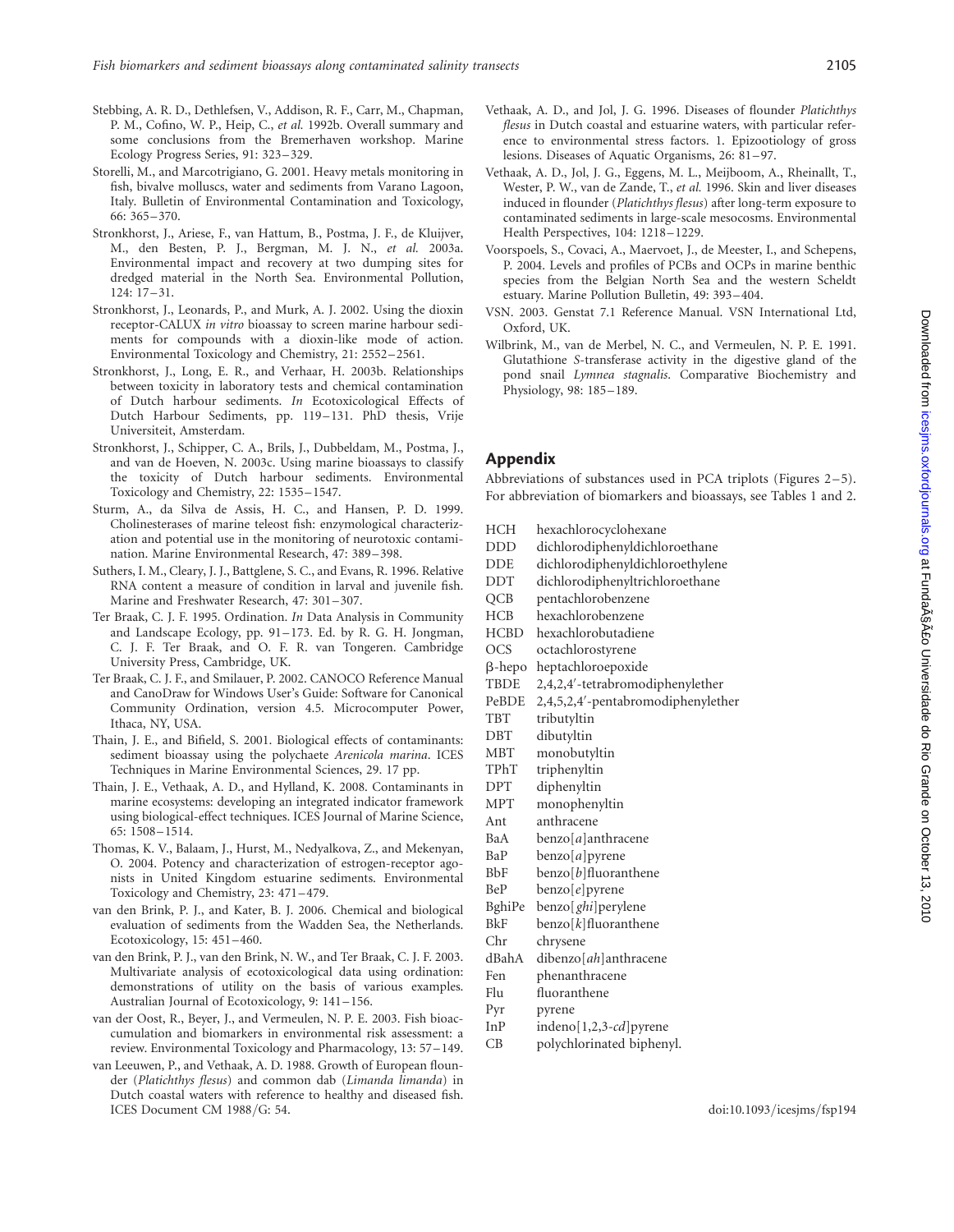Stebbing, A. R. D., Dethlefsen, V., Addison, R. F., Carr, M., Chapman, P. M., Cofino, W. P., Heip, C., *et al.* 1992b. Overall summary and some conclusions from the Bremerhaven workshop. Marine Ecology Progress Series, 91: 323–329.

Storelli, M., and Marcotrigiano, G. 2001. Heavy metals monitoring in fish, bivalve molluscs, water and sediments from Varano Lagoon, Italy. Bulletin of Environmental Contamination and Toxicology, 66: 365–370.

Stronkhorst, J., Ariese, F., van Hattum, B., Postma, J. F., de Kluijver, M., den Besten, P. J., Bergman, M. J. N., *et al.* 2003a. Environmental impact and recovery at two dumping sites for dredged material in the North Sea. Environmental Pollution, 124: 17–31.

Stronkhorst, J., Leonards, P., and Murk, A. J. 2002. Using the dioxin receptor-CALUX *in vitro* bioassay to screen marine harbour sediments for compounds with a dioxin-like mode of action. Environmental Toxicology and Chemistry, 21: 2552–2561.

Stronkhorst, J., Long, E. R., and Verhaar, H. 2003b. Relationships between toxicity in laboratory tests and chemical contamination of Dutch harbour sediments. *In* Ecotoxicological Effects of Dutch Harbour Sediments, pp. 119–131. PhD thesis, Vrije Universiteit, Amsterdam.

Stronkhorst, J., Schipper, C. A., Brils, J., Dubbeldam, M., Postma, J., and van de Hoeven, N. 2003c. Using marine bioassays to classify the toxicity of Dutch harbour sediments. Environmental Toxicology and Chemistry, 22: 1535–1547.

Sturm, A., da Silva de Assis, H. C., and Hansen, P. D. 1999. Cholinesterases of marine teleost fish: enzymological characterization and potential use in the monitoring of neurotoxic contamination. Marine Environmental Research, 47: 389–398.

Suthers, I. M., Cleary, J. J., Battglene, S. C., and Evans, R. 1996. Relative RNA content a measure of condition in larval and juvenile fish. Marine and Freshwater Research, 47: 301–307.

Ter Braak, C. J. F. 1995. Ordination. *In* Data Analysis in Community and Landscape Ecology, pp. 91–173. Ed. by R. G. H. Jongman, C. J. F. Ter Braak, and O. F. R. van Tongeren. Cambridge University Press, Cambridge, UK.

Ter Braak, C. J. F., and Smilauer, P. 2002. CANOCO Reference Manual and CanoDraw for Windows User's Guide: Software for Canonical Community Ordination, version 4.5. Microcomputer Power, Ithaca, NY, USA.

Thain, J. E., and Bifield, S. 2001. Biological effects of contaminants: sediment bioassay using the polychaete *Arenicola marina*. ICES Techniques in Marine Environmental Sciences, 29. 17 pp.

Thain, J. E., Vethaak, A. D., and Hylland, K. 2008. Contaminants in marine ecosystems: developing an integrated indicator framework using biological-effect techniques. ICES Journal of Marine Science, 65: 1508–1514.

Thomas, K. V., Balaam, J., Hurst, M., Nedyalkova, Z., and Mekenyan, O. 2004. Potency and characterization of estrogen-receptor agonists in United Kingdom estuarine sediments. Environmental Toxicology and Chemistry, 23: 471–479.

van den Brink, P. J., and Kater, B. J. 2006. Chemical and biological evaluation of sediments from the Wadden Sea, the Netherlands. Ecotoxicology, 15: 451–460.

van den Brink, P. J., van den Brink, N. W., and Ter Braak, C. J. F. 2003. Multivariate analysis of ecotoxicological data using ordination: demonstrations of utility on the basis of various examples. Australian Journal of Ecotoxicology, 9: 141–156.

van der Oost, R., Beyer, J., and Vermeulen, N. P. E. 2003. Fish bioaccumulation and biomarkers in environmental risk assessment: a review. Environmental Toxicology and Pharmacology, 13: 57–149.

van Leeuwen, P., and Vethaak, A. D. 1988. Growth of European flounder (*Platichthys flesus*) and common dab (*Limanda limanda*) in Dutch coastal waters with reference to healthy and diseased fish. ICES Document CM 1988/G: 54.

Vethaak, A. D., and Jol, J. G. 1996. Diseases of flounder *Platichthys flesus* in Dutch coastal and estuarine waters, with particular reference to environmental stress factors. 1. Epizootiology of gross lesions. Diseases of Aquatic Organisms, 26: 81–97.

Vethaak, A. D., Jol, J. G., Eggens, M. L., Meijboom, A., Rheinallt, T., Wester, P. W., van de Zande, T., *et al.* 1996. Skin and liver diseases induced in flounder (*Platichthys flesus*) after long-term exposure to contaminated sediments in large-scale mesocosms. Environmental Health Perspectives, 104: 1218–1229.

Voorspoels, S., Covaci, A., Maervoet, J., de Meester, I., and Schepens, P. 2004. Levels and profiles of PCBs and OCPs in marine benthic species from the Belgian North Sea and the western Scheldt estuary. Marine Pollution Bulletin, 49: 393–404.

VSN. 2003. Genstat 7.1 Reference Manual. VSN International Ltd, Oxford, UK.

Wilbrink, M., van de Merbel, N. C., and Vermeulen, N. P. E. 1991. Glutathione *S*-transferase activity in the digestive gland of the pond snail *Lymnea stagnalis*. Comparative Biochemistry and Physiology, 98: 185–189.

## Appendix

Abbreviations of substances used in PCA triplots (Figures 2–5). For abbreviation of biomarkers and bioassays, see Tables 1 and 2.

| | |
|---|---|
| HCH | hexachlorocyclohexane |
| DDD | dichlorodiphenyldichloroethane |
| DDE | dichlorodiphenyldichloroethylene |
| DDT | dichlorodiphenyltrichloroethane |
| QCB | pentachlorobenzene |
| HCB | hexachlorobenzene |
| HCBD | hexachlorobutadiene |
| OCS | octachlorostyrene |
| β-hepo | heptachloroepoxide |
| TBDE | 2,4,2,4′-tetrabromodiphenylether |
| PeBDE | 2,4,5,2,4′-pentabromodiphenylether |
| TBT | tributyltin |
| DBT | dibutyltin |
| MBT | monobutyltin |
| TPhT | triphenyltin |
| DPT | diphenyltin |
| MPT | monophenyltin |
| Ant | anthracene |
| BaA | benzo[*a*]anthracene |
| BaP | benzo[*a*]pyrene |
| BbF | benzo[*b*]fluoranthene |
| BeP | benzo[*e*]pyrene |
| BghiPe | benzo[*ghi*]perylene |
| BkF | benzo[*k*]fluoranthene |
| Chr | chrysene |
| dBahA | dibenzo[*ah*]anthracene |
| Fen | phenanthracene |
| Flu | fluoranthene |
| Pyr | pyrene |
| InP | indeno[1,2,3-*cd*]pyrene |
| CB | polychlorinated biphenyl. |

doi:10.1093/icesjms/fsp194